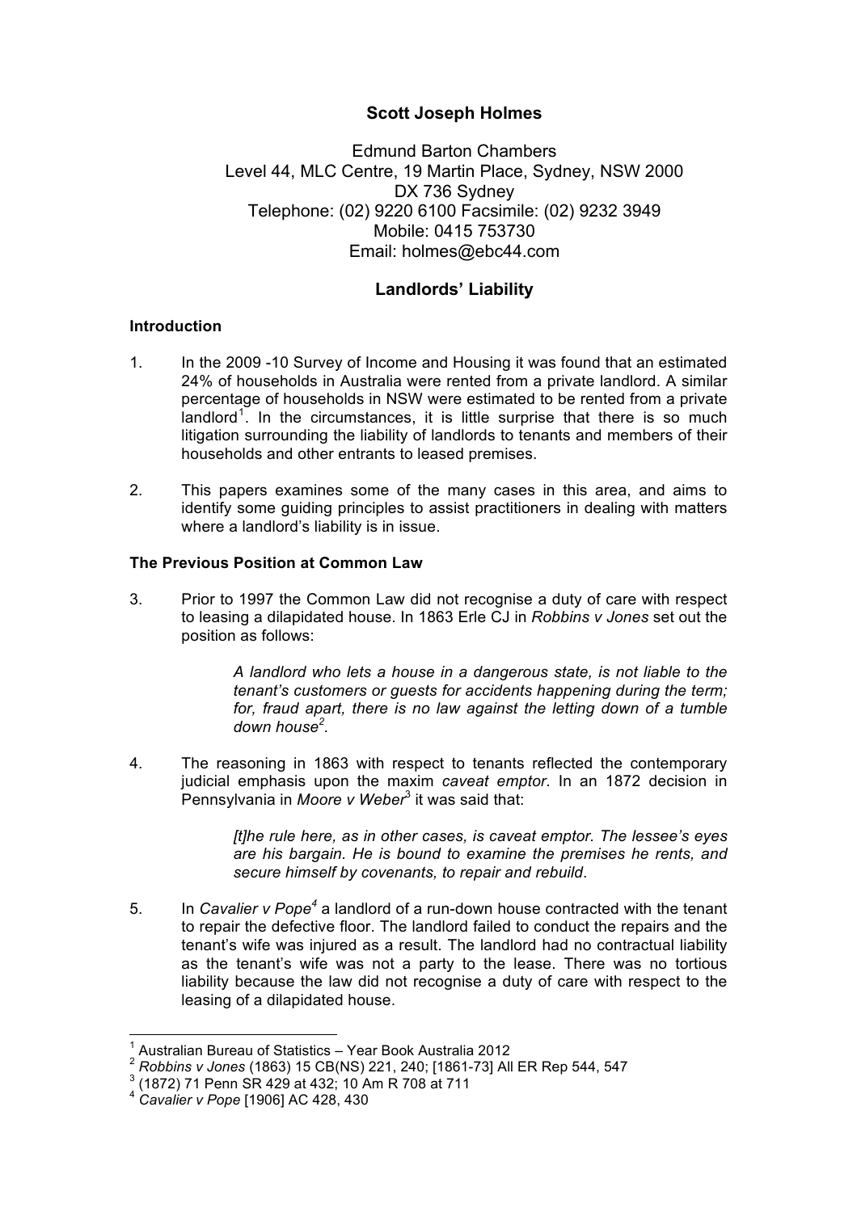**Scott Joseph Holmes**

Edmund Barton Chambers
Level 44, MLC Centre, 19 Martin Place, Sydney, NSW 2000
DX 736 Sydney
Telephone: (02) 9220 6100 Facsimile: (02) 9232 3949
Mobile: 0415 753730
Email: holmes@ebc44.com

# Landlords' Liability

## Introduction

1. In the 2009 -10 Survey of Income and Housing it was found that an estimated 24% of households in Australia were rented from a private landlord. A similar percentage of households in NSW were estimated to be rented from a private landlord[1]. In the circumstances, it is little surprise that there is so much litigation surrounding the liability of landlords to tenants and members of their households and other entrants to leased premises.

2. This papers examines some of the many cases in this area, and aims to identify some guiding principles to assist practitioners in dealing with matters where a landlord's liability is in issue.

## The Previous Position at Common Law

3. Prior to 1997 the Common Law did not recognise a duty of care with respect to leasing a dilapidated house. In 1863 Erle CJ in *Robbins v Jones* set out the position as follows:

   > *A landlord who lets a house in a dangerous state, is not liable to the tenant's customers or guests for accidents happening during the term; for, fraud apart, there is no law against the letting down of a tumble down house*[2].

4. The reasoning in 1863 with respect to tenants reflected the contemporary judicial emphasis upon the maxim *caveat emptor*. In an 1872 decision in Pennsylvania in *Moore v Weber*[3] it was said that:

   > *[t]he rule here, as in other cases, is caveat emptor. The lessee's eyes are his bargain. He is bound to examine the premises he rents, and secure himself by covenants, to repair and rebuild*.

5. In *Cavalier v Pope*[4] a landlord of a run-down house contracted with the tenant to repair the defective floor. The landlord failed to conduct the repairs and the tenant's wife was injured as a result. The landlord had no contractual liability as the tenant's wife was not a party to the lease. There was no tortious liability because the law did not recognise a duty of care with respect to the leasing of a dilapidated house.

---

[1] Australian Bureau of Statistics – Year Book Australia 2012
[2] *Robbins v Jones* (1863) 15 CB(NS) 221, 240; [1861-73] All ER Rep 544, 547
[3] (1872) 71 Penn SR 429 at 432; 10 Am R 708 at 711
[4] *Cavalier v Pope* [1906] AC 428, 430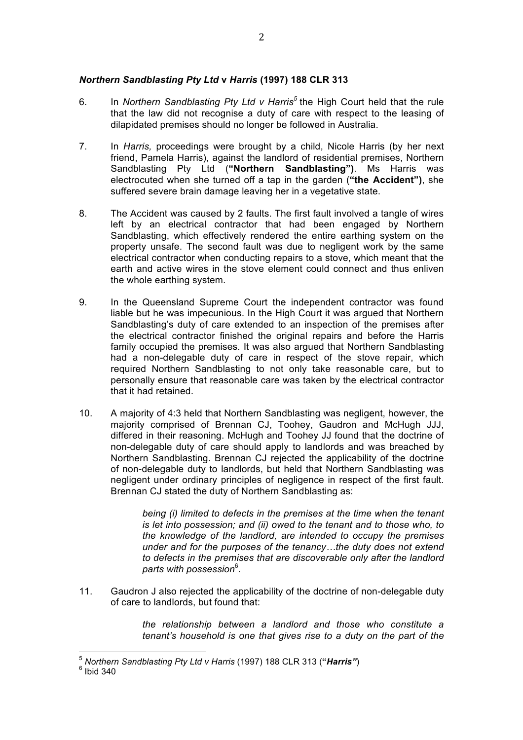### *Northern Sandblasting Pty Ltd* v *Harris* (1997) 188 CLR 313

6. In *Northern Sandblasting Pty Ltd v Harris*[5] the High Court held that the rule that the law did not recognise a duty of care with respect to the leasing of dilapidated premises should no longer be followed in Australia.

7. In *Harris,* proceedings were brought by a child, Nicole Harris (by her next friend, Pamela Harris), against the landlord of residential premises, Northern Sandblasting Pty Ltd (**"Northern Sandblasting")**. Ms Harris was electrocuted when she turned off a tap in the garden (**"the Accident")**, she suffered severe brain damage leaving her in a vegetative state.

8. The Accident was caused by 2 faults. The first fault involved a tangle of wires left by an electrical contractor that had been engaged by Northern Sandblasting, which effectively rendered the entire earthing system on the property unsafe. The second fault was due to negligent work by the same electrical contractor when conducting repairs to a stove, which meant that the earth and active wires in the stove element could connect and thus enliven the whole earthing system.

9. In the Queensland Supreme Court the independent contractor was found liable but he was impecunious. In the High Court it was argued that Northern Sandblasting's duty of care extended to an inspection of the premises after the electrical contractor finished the original repairs and before the Harris family occupied the premises. It was also argued that Northern Sandblasting had a non-delegable duty of care in respect of the stove repair, which required Northern Sandblasting to not only take reasonable care, but to personally ensure that reasonable care was taken by the electrical contractor that it had retained.

10. A majority of 4:3 held that Northern Sandblasting was negligent, however, the majority comprised of Brennan CJ, Toohey, Gaudron and McHugh JJJ, differed in their reasoning. McHugh and Toohey JJ found that the doctrine of non-delegable duty of care should apply to landlords and was breached by Northern Sandblasting. Brennan CJ rejected the applicability of the doctrine of non-delegable duty to landlords, but held that Northern Sandblasting was negligent under ordinary principles of negligence in respect of the first fault. Brennan CJ stated the duty of Northern Sandblasting as:

> *being (i) limited to defects in the premises at the time when the tenant is let into possession; and (ii) owed to the tenant and to those who, to the knowledge of the landlord, are intended to occupy the premises under and for the purposes of the tenancy…the duty does not extend to defects in the premises that are discoverable only after the landlord parts with possession*[6].

11. Gaudron J also rejected the applicability of the doctrine of non-delegable duty of care to landlords, but found that:

> *the relationship between a landlord and those who constitute a tenant's household is one that gives rise to a duty on the part of the*

---

[5] *Northern Sandblasting Pty Ltd v Harris* (1997) 188 CLR 313 (**"*Harris"***)

[6] Ibid 340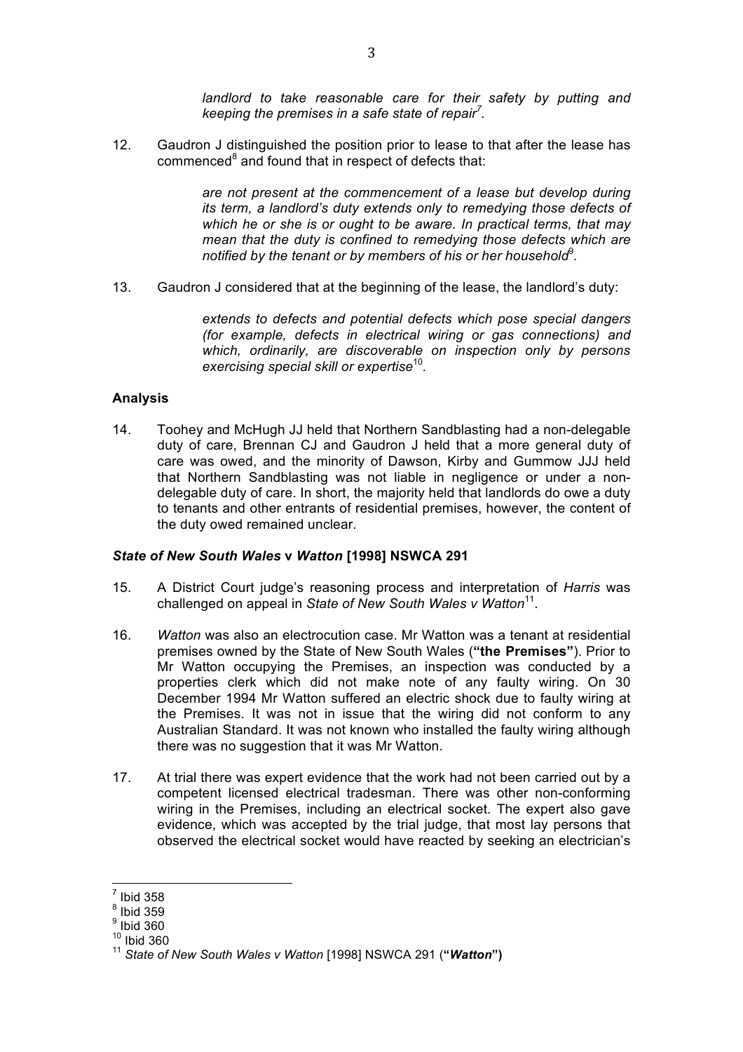> *landlord to take reasonable care for their safety by putting and keeping the premises in a safe state of repair*[7].

12. Gaudron J distinguished the position prior to lease to that after the lease has commenced[8] and found that in respect of defects that:

> *are not present at the commencement of a lease but develop during its term, a landlord's duty extends only to remedying those defects of which he or she is or ought to be aware. In practical terms, that may mean that the duty is confined to remedying those defects which are notified by the tenant or by members of his or her household*[9].

13. Gaudron J considered that at the beginning of the lease, the landlord's duty:

> *extends to defects and potential defects which pose special dangers (for example, defects in electrical wiring or gas connections) and which, ordinarily, are discoverable on inspection only by persons exercising special skill or expertise*[10].

### Analysis

14. Toohey and McHugh JJ held that Northern Sandblasting had a non-delegable duty of care, Brennan CJ and Gaudron J held that a more general duty of care was owed, and the minority of Dawson, Kirby and Gummow JJJ held that Northern Sandblasting was not liable in negligence or under a non-delegable duty of care. In short, the majority held that landlords do owe a duty to tenants and other entrants of residential premises, however, the content of the duty owed remained unclear.

### *State of New South Wales* v *Watton* [1998] NSWCA 291

15. A District Court judge's reasoning process and interpretation of *Harris* was challenged on appeal in *State of New South Wales v Watton*[11].

16. *Watton* was also an electrocution case. Mr Watton was a tenant at residential premises owned by the State of New South Wales (**"the Premises"**). Prior to Mr Watton occupying the Premises, an inspection was conducted by a properties clerk which did not make note of any faulty wiring. On 30 December 1994 Mr Watton suffered an electric shock due to faulty wiring at the Premises. It was not in issue that the wiring did not conform to any Australian Standard. It was not known who installed the faulty wiring although there was no suggestion that it was Mr Watton.

17. At trial there was expert evidence that the work had not been carried out by a competent licensed electrical tradesman. There was other non-conforming wiring in the Premises, including an electrical socket. The expert also gave evidence, which was accepted by the trial judge, that most lay persons that observed the electrical socket would have reacted by seeking an electrician's

---

[7] Ibid 358
[8] Ibid 359
[9] Ibid 360
[10] Ibid 360
[11] *State of New South Wales v Watton* [1998] NSWCA 291 (**"*Watton*"**)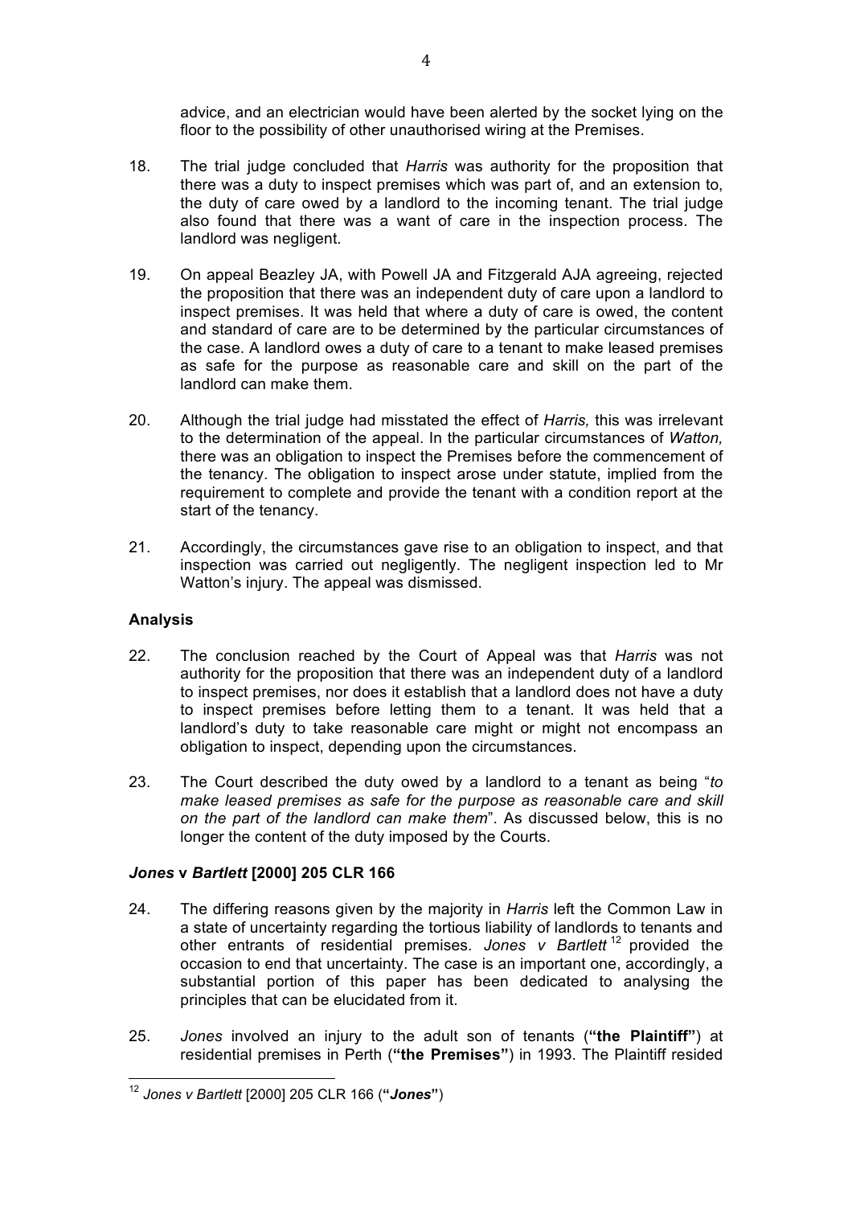advice, and an electrician would have been alerted by the socket lying on the floor to the possibility of other unauthorised wiring at the Premises.

18. The trial judge concluded that *Harris* was authority for the proposition that there was a duty to inspect premises which was part of, and an extension to, the duty of care owed by a landlord to the incoming tenant. The trial judge also found that there was a want of care in the inspection process. The landlord was negligent.

19. On appeal Beazley JA, with Powell JA and Fitzgerald AJA agreeing, rejected the proposition that there was an independent duty of care upon a landlord to inspect premises. It was held that where a duty of care is owed, the content and standard of care are to be determined by the particular circumstances of the case. A landlord owes a duty of care to a tenant to make leased premises as safe for the purpose as reasonable care and skill on the part of the landlord can make them.

20. Although the trial judge had misstated the effect of *Harris,* this was irrelevant to the determination of the appeal. In the particular circumstances of *Watton,* there was an obligation to inspect the Premises before the commencement of the tenancy. The obligation to inspect arose under statute, implied from the requirement to complete and provide the tenant with a condition report at the start of the tenancy.

21. Accordingly, the circumstances gave rise to an obligation to inspect, and that inspection was carried out negligently. The negligent inspection led to Mr Watton's injury. The appeal was dismissed.

### Analysis

22. The conclusion reached by the Court of Appeal was that *Harris* was not authority for the proposition that there was an independent duty of a landlord to inspect premises, nor does it establish that a landlord does not have a duty to inspect premises before letting them to a tenant. It was held that a landlord's duty to take reasonable care might or might not encompass an obligation to inspect, depending upon the circumstances.

23. The Court described the duty owed by a landlord to a tenant as being "*to make leased premises as safe for the purpose as reasonable care and skill on the part of the landlord can make them*". As discussed below, this is no longer the content of the duty imposed by the Courts.

### *Jones* v *Bartlett* [2000] 205 CLR 166

24. The differing reasons given by the majority in *Harris* left the Common Law in a state of uncertainty regarding the tortious liability of landlords to tenants and other entrants of residential premises. *Jones v Bartlett*[12] provided the occasion to end that uncertainty. The case is an important one, accordingly, a substantial portion of this paper has been dedicated to analysing the principles that can be elucidated from it.

25. *Jones* involved an injury to the adult son of tenants (**"the Plaintiff"**) at residential premises in Perth (**"the Premises"**) in 1993. The Plaintiff resided

---

[12] *Jones v Bartlett* [2000] 205 CLR 166 (**"*Jones*"**)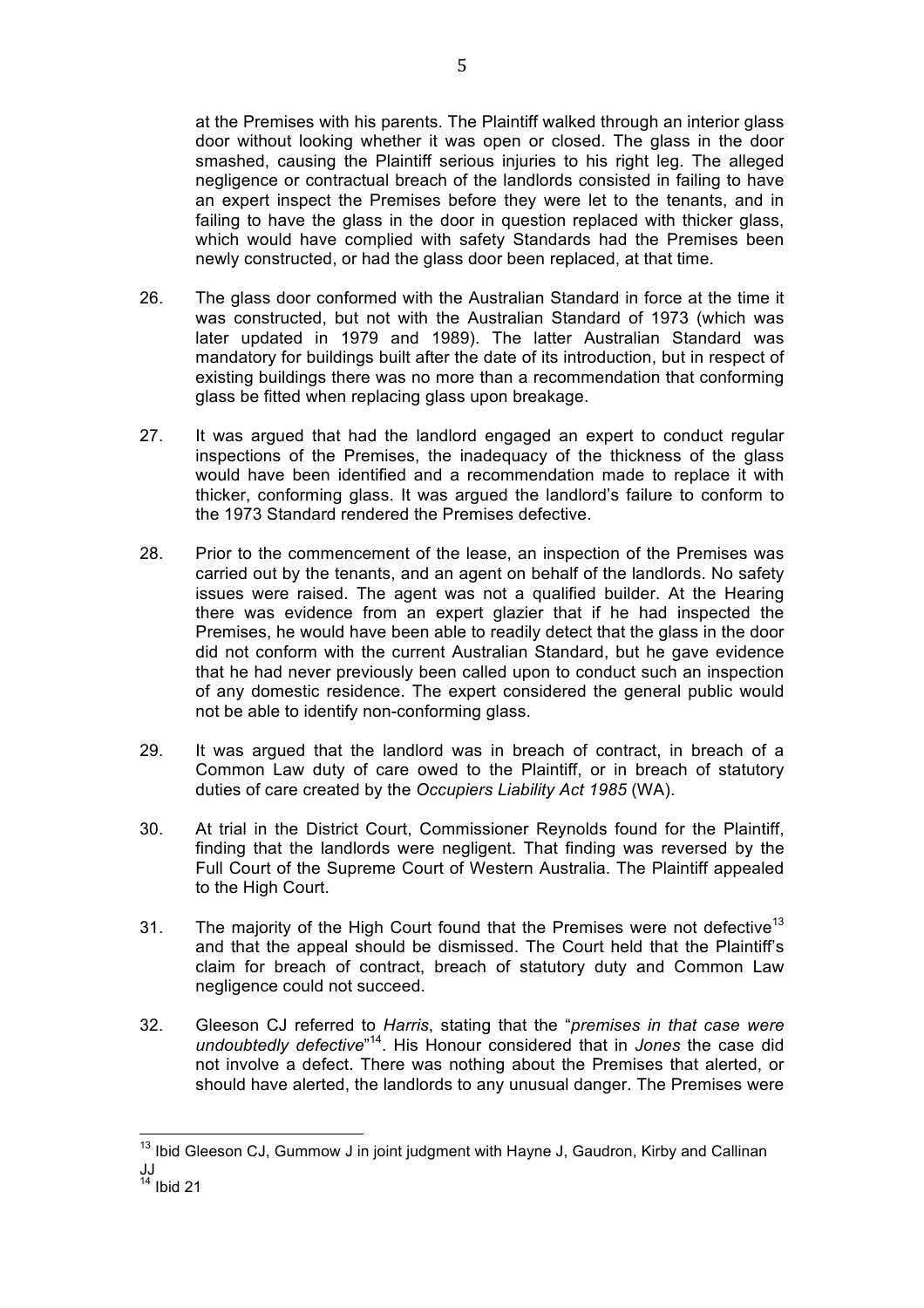at the Premises with his parents. The Plaintiff walked through an interior glass door without looking whether it was open or closed. The glass in the door smashed, causing the Plaintiff serious injuries to his right leg. The alleged negligence or contractual breach of the landlords consisted in failing to have an expert inspect the Premises before they were let to the tenants, and in failing to have the glass in the door in question replaced with thicker glass, which would have complied with safety Standards had the Premises been newly constructed, or had the glass door been replaced, at that time.

26. The glass door conformed with the Australian Standard in force at the time it was constructed, but not with the Australian Standard of 1973 (which was later updated in 1979 and 1989). The latter Australian Standard was mandatory for buildings built after the date of its introduction, but in respect of existing buildings there was no more than a recommendation that conforming glass be fitted when replacing glass upon breakage.

27. It was argued that had the landlord engaged an expert to conduct regular inspections of the Premises, the inadequacy of the thickness of the glass would have been identified and a recommendation made to replace it with thicker, conforming glass. It was argued the landlord's failure to conform to the 1973 Standard rendered the Premises defective.

28. Prior to the commencement of the lease, an inspection of the Premises was carried out by the tenants, and an agent on behalf of the landlords. No safety issues were raised. The agent was not a qualified builder. At the Hearing there was evidence from an expert glazier that if he had inspected the Premises, he would have been able to readily detect that the glass in the door did not conform with the current Australian Standard, but he gave evidence that he had never previously been called upon to conduct such an inspection of any domestic residence. The expert considered the general public would not be able to identify non-conforming glass.

29. It was argued that the landlord was in breach of contract, in breach of a Common Law duty of care owed to the Plaintiff, or in breach of statutory duties of care created by the *Occupiers Liability Act 1985* (WA).

30. At trial in the District Court, Commissioner Reynolds found for the Plaintiff, finding that the landlords were negligent. That finding was reversed by the Full Court of the Supreme Court of Western Australia. The Plaintiff appealed to the High Court.

31. The majority of the High Court found that the Premises were not defective[13] and that the appeal should be dismissed. The Court held that the Plaintiff's claim for breach of contract, breach of statutory duty and Common Law negligence could not succeed.

32. Gleeson CJ referred to *Harris*, stating that the "*premises in that case were undoubtedly defective*"[14]. His Honour considered that in *Jones* the case did not involve a defect. There was nothing about the Premises that alerted, or should have alerted, the landlords to any unusual danger. The Premises were

---

[13] Ibid Gleeson CJ, Gummow J in joint judgment with Hayne J, Gaudron, Kirby and Callinan JJ

[14] Ibid 21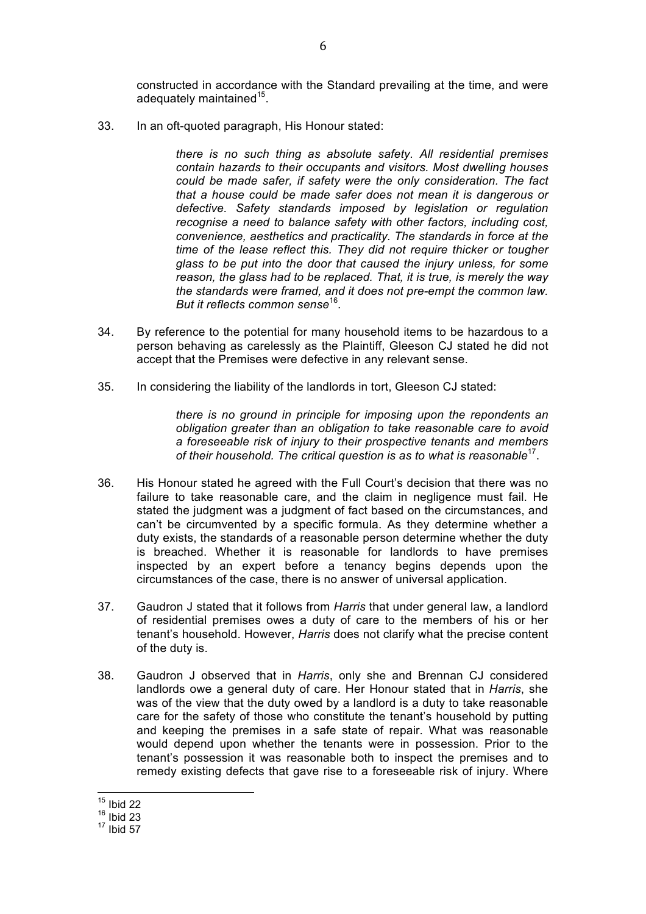constructed in accordance with the Standard prevailing at the time, and were adequately maintained[15].

33. In an oft-quoted paragraph, His Honour stated:

> *there is no such thing as absolute safety. All residential premises contain hazards to their occupants and visitors. Most dwelling houses could be made safer, if safety were the only consideration. The fact that a house could be made safer does not mean it is dangerous or defective. Safety standards imposed by legislation or regulation recognise a need to balance safety with other factors, including cost, convenience, aesthetics and practicality. The standards in force at the time of the lease reflect this. They did not require thicker or tougher glass to be put into the door that caused the injury unless, for some reason, the glass had to be replaced. That, it is true, is merely the way the standards were framed, and it does not pre-empt the common law. But it reflects common sense*[16].

34. By reference to the potential for many household items to be hazardous to a person behaving as carelessly as the Plaintiff, Gleeson CJ stated he did not accept that the Premises were defective in any relevant sense.

35. In considering the liability of the landlords in tort, Gleeson CJ stated:

> *there is no ground in principle for imposing upon the repondents an obligation greater than an obligation to take reasonable care to avoid a foreseeable risk of injury to their prospective tenants and members of their household. The critical question is as to what is reasonable*[17].

36. His Honour stated he agreed with the Full Court's decision that there was no failure to take reasonable care, and the claim in negligence must fail. He stated the judgment was a judgment of fact based on the circumstances, and can't be circumvented by a specific formula. As they determine whether a duty exists, the standards of a reasonable person determine whether the duty is breached. Whether it is reasonable for landlords to have premises inspected by an expert before a tenancy begins depends upon the circumstances of the case, there is no answer of universal application.

37. Gaudron J stated that it follows from *Harris* that under general law, a landlord of residential premises owes a duty of care to the members of his or her tenant's household. However, *Harris* does not clarify what the precise content of the duty is.

38. Gaudron J observed that in *Harris*, only she and Brennan CJ considered landlords owe a general duty of care. Her Honour stated that in *Harris*, she was of the view that the duty owed by a landlord is a duty to take reasonable care for the safety of those who constitute the tenant's household by putting and keeping the premises in a safe state of repair. What was reasonable would depend upon whether the tenants were in possession. Prior to the tenant's possession it was reasonable both to inspect the premises and to remedy existing defects that gave rise to a foreseeable risk of injury. Where

---

[15] Ibid 22
[16] Ibid 23
[17] Ibid 57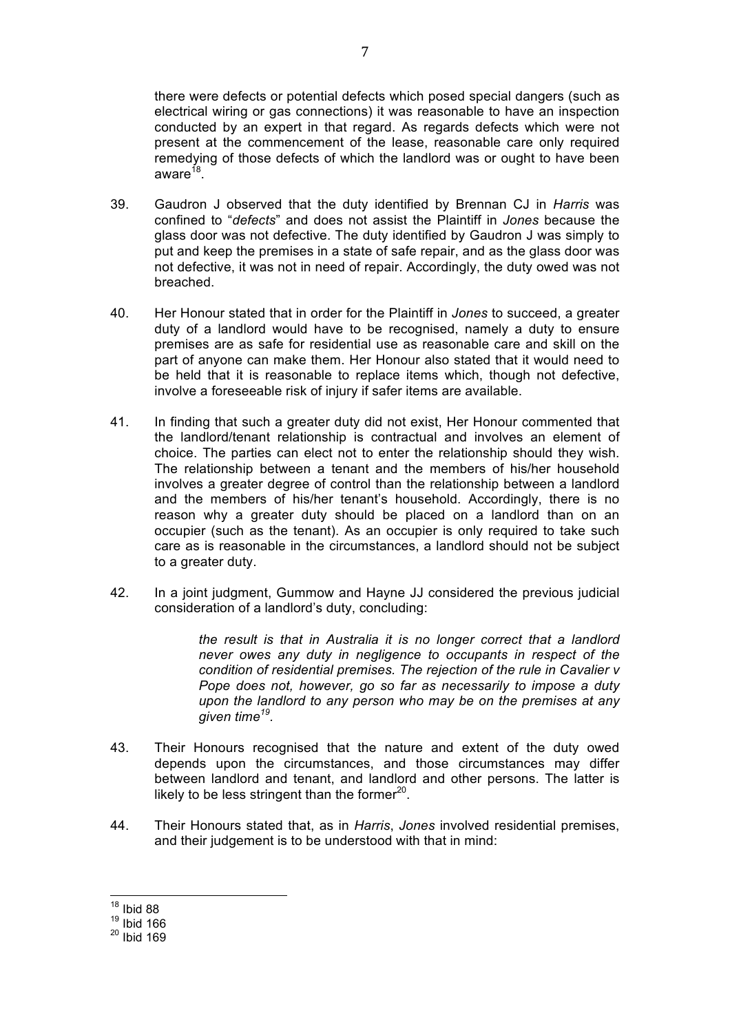there were defects or potential defects which posed special dangers (such as electrical wiring or gas connections) it was reasonable to have an inspection conducted by an expert in that regard. As regards defects which were not present at the commencement of the lease, reasonable care only required remedying of those defects of which the landlord was or ought to have been aware[18].

39. Gaudron J observed that the duty identified by Brennan CJ in *Harris* was confined to "*defects*" and does not assist the Plaintiff in *Jones* because the glass door was not defective. The duty identified by Gaudron J was simply to put and keep the premises in a state of safe repair, and as the glass door was not defective, it was not in need of repair. Accordingly, the duty owed was not breached.

40. Her Honour stated that in order for the Plaintiff in *Jones* to succeed, a greater duty of a landlord would have to be recognised, namely a duty to ensure premises are as safe for residential use as reasonable care and skill on the part of anyone can make them. Her Honour also stated that it would need to be held that it is reasonable to replace items which, though not defective, involve a foreseeable risk of injury if safer items are available.

41. In finding that such a greater duty did not exist, Her Honour commented that the landlord/tenant relationship is contractual and involves an element of choice. The parties can elect not to enter the relationship should they wish. The relationship between a tenant and the members of his/her household involves a greater degree of control than the relationship between a landlord and the members of his/her tenant's household. Accordingly, there is no reason why a greater duty should be placed on a landlord than on an occupier (such as the tenant). As an occupier is only required to take such care as is reasonable in the circumstances, a landlord should not be subject to a greater duty.

42. In a joint judgment, Gummow and Hayne JJ considered the previous judicial consideration of a landlord's duty, concluding:

> *the result is that in Australia it is no longer correct that a landlord never owes any duty in negligence to occupants in respect of the condition of residential premises. The rejection of the rule in Cavalier v Pope does not, however, go so far as necessarily to impose a duty upon the landlord to any person who may be on the premises at any given time*[19].

43. Their Honours recognised that the nature and extent of the duty owed depends upon the circumstances, and those circumstances may differ between landlord and tenant, and landlord and other persons. The latter is likely to be less stringent than the former[20].

44. Their Honours stated that, as in *Harris*, *Jones* involved residential premises, and their judgement is to be understood with that in mind:

---

[18] Ibid 88
[19] Ibid 166
[20] Ibid 169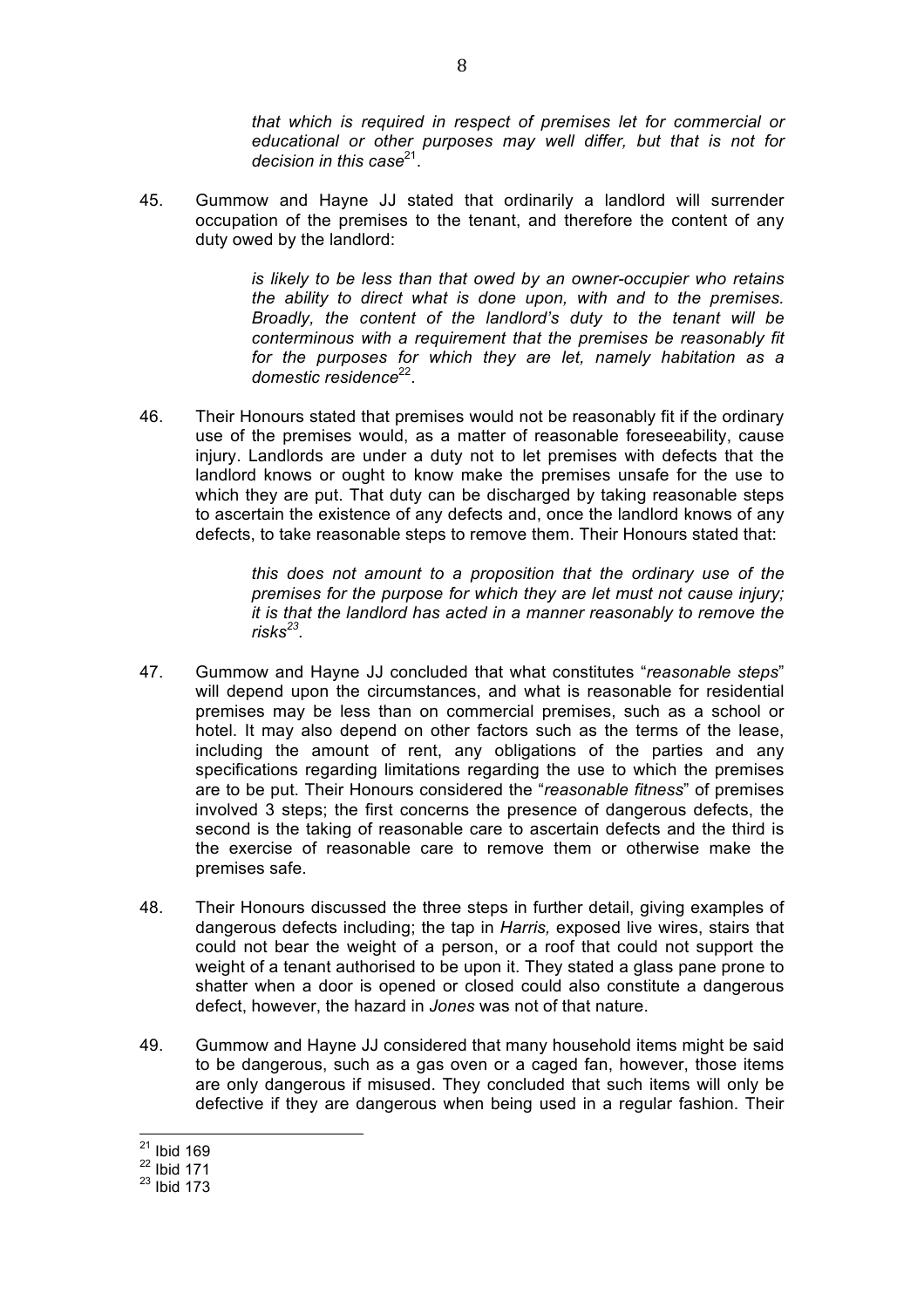> *that which is required in respect of premises let for commercial or educational or other purposes may well differ, but that is not for decision in this case*[21].

45. Gummow and Hayne JJ stated that ordinarily a landlord will surrender occupation of the premises to the tenant, and therefore the content of any duty owed by the landlord:

> *is likely to be less than that owed by an owner-occupier who retains the ability to direct what is done upon, with and to the premises. Broadly, the content of the landlord's duty to the tenant will be conterminous with a requirement that the premises be reasonably fit for the purposes for which they are let, namely habitation as a domestic residence*[22].

46. Their Honours stated that premises would not be reasonably fit if the ordinary use of the premises would, as a matter of reasonable foreseeability, cause injury. Landlords are under a duty not to let premises with defects that the landlord knows or ought to know make the premises unsafe for the use to which they are put. That duty can be discharged by taking reasonable steps to ascertain the existence of any defects and, once the landlord knows of any defects, to take reasonable steps to remove them. Their Honours stated that:

> *this does not amount to a proposition that the ordinary use of the premises for the purpose for which they are let must not cause injury; it is that the landlord has acted in a manner reasonably to remove the risks*[23].

47. Gummow and Hayne JJ concluded that what constitutes "*reasonable steps*" will depend upon the circumstances, and what is reasonable for residential premises may be less than on commercial premises, such as a school or hotel. It may also depend on other factors such as the terms of the lease, including the amount of rent, any obligations of the parties and any specifications regarding limitations regarding the use to which the premises are to be put. Their Honours considered the "*reasonable fitness*" of premises involved 3 steps; the first concerns the presence of dangerous defects, the second is the taking of reasonable care to ascertain defects and the third is the exercise of reasonable care to remove them or otherwise make the premises safe.

48. Their Honours discussed the three steps in further detail, giving examples of dangerous defects including; the tap in *Harris,* exposed live wires, stairs that could not bear the weight of a person, or a roof that could not support the weight of a tenant authorised to be upon it. They stated a glass pane prone to shatter when a door is opened or closed could also constitute a dangerous defect, however, the hazard in *Jones* was not of that nature.

49. Gummow and Hayne JJ considered that many household items might be said to be dangerous, such as a gas oven or a caged fan, however, those items are only dangerous if misused. They concluded that such items will only be defective if they are dangerous when being used in a regular fashion. Their

---

[21] Ibid 169

[22] Ibid 171

[23] Ibid 173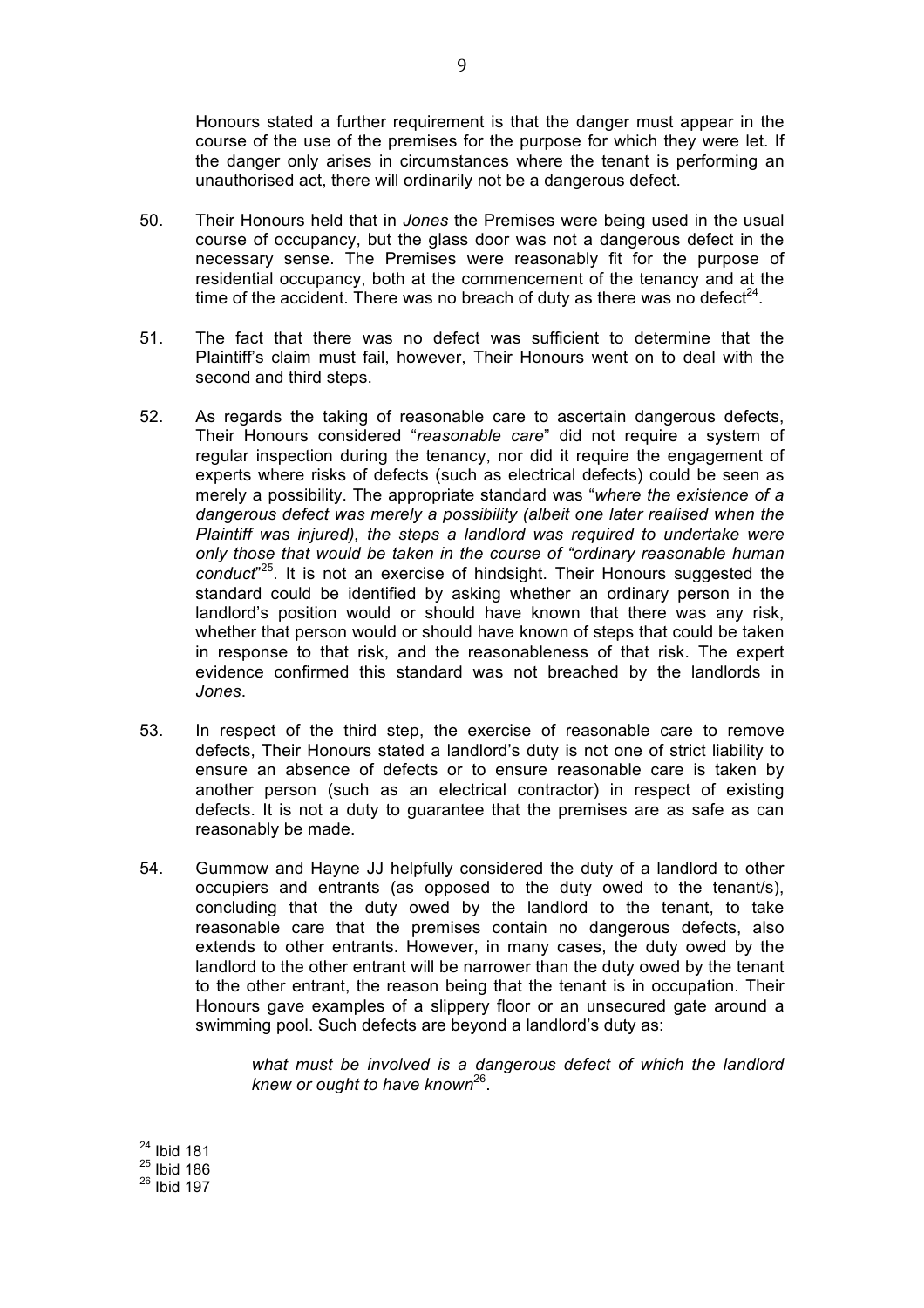Honours stated a further requirement is that the danger must appear in the course of the use of the premises for the purpose for which they were let. If the danger only arises in circumstances where the tenant is performing an unauthorised act, there will ordinarily not be a dangerous defect.

50. Their Honours held that in *Jones* the Premises were being used in the usual course of occupancy, but the glass door was not a dangerous defect in the necessary sense. The Premises were reasonably fit for the purpose of residential occupancy, both at the commencement of the tenancy and at the time of the accident. There was no breach of duty as there was no defect[24].

51. The fact that there was no defect was sufficient to determine that the Plaintiff's claim must fail, however, Their Honours went on to deal with the second and third steps.

52. As regards the taking of reasonable care to ascertain dangerous defects, Their Honours considered "*reasonable care*" did not require a system of regular inspection during the tenancy, nor did it require the engagement of experts where risks of defects (such as electrical defects) could be seen as merely a possibility. The appropriate standard was "*where the existence of a dangerous defect was merely a possibility (albeit one later realised when the Plaintiff was injured), the steps a landlord was required to undertake were only those that would be taken in the course of "ordinary reasonable human conduct*"[25]. It is not an exercise of hindsight. Their Honours suggested the standard could be identified by asking whether an ordinary person in the landlord's position would or should have known that there was any risk, whether that person would or should have known of steps that could be taken in response to that risk, and the reasonableness of that risk. The expert evidence confirmed this standard was not breached by the landlords in *Jones*.

53. In respect of the third step, the exercise of reasonable care to remove defects, Their Honours stated a landlord's duty is not one of strict liability to ensure an absence of defects or to ensure reasonable care is taken by another person (such as an electrical contractor) in respect of existing defects. It is not a duty to guarantee that the premises are as safe as can reasonably be made.

54. Gummow and Hayne JJ helpfully considered the duty of a landlord to other occupiers and entrants (as opposed to the duty owed to the tenant/s), concluding that the duty owed by the landlord to the tenant, to take reasonable care that the premises contain no dangerous defects, also extends to other entrants. However, in many cases, the duty owed by the landlord to the other entrant will be narrower than the duty owed by the tenant to the other entrant, the reason being that the tenant is in occupation. Their Honours gave examples of a slippery floor or an unsecured gate around a swimming pool. Such defects are beyond a landlord's duty as:

> *what must be involved is a dangerous defect of which the landlord knew or ought to have known*[26].

---

[24] Ibid 181

[25] Ibid 186

[26] Ibid 197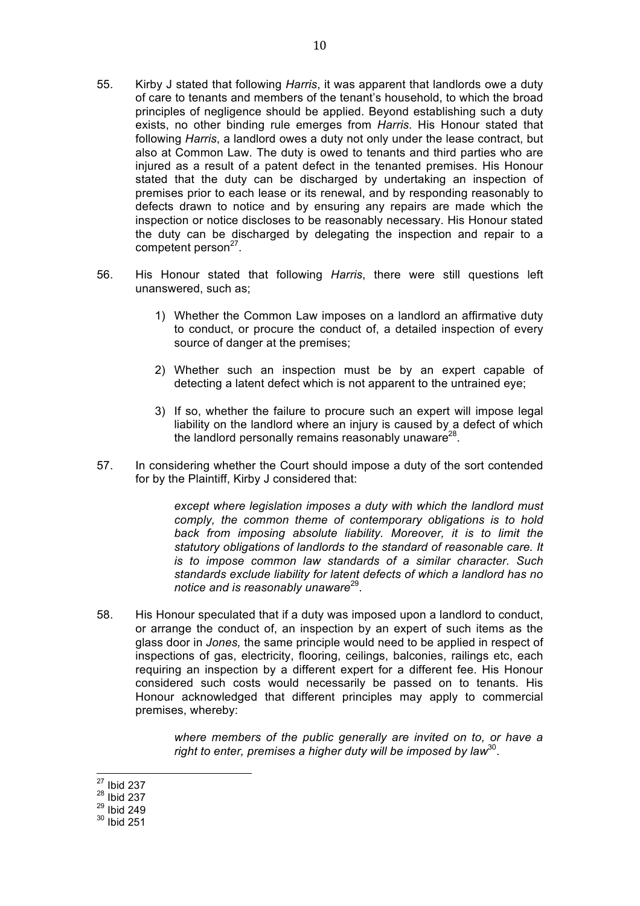55. Kirby J stated that following *Harris*, it was apparent that landlords owe a duty of care to tenants and members of the tenant's household, to which the broad principles of negligence should be applied. Beyond establishing such a duty exists, no other binding rule emerges from *Harris*. His Honour stated that following *Harris*, a landlord owes a duty not only under the lease contract, but also at Common Law. The duty is owed to tenants and third parties who are injured as a result of a patent defect in the tenanted premises. His Honour stated that the duty can be discharged by undertaking an inspection of premises prior to each lease or its renewal, and by responding reasonably to defects drawn to notice and by ensuring any repairs are made which the inspection or notice discloses to be reasonably necessary. His Honour stated the duty can be discharged by delegating the inspection and repair to a competent person[27].

56. His Honour stated that following *Harris*, there were still questions left unanswered, such as;

    1) Whether the Common Law imposes on a landlord an affirmative duty to conduct, or procure the conduct of, a detailed inspection of every source of danger at the premises;

    2) Whether such an inspection must be by an expert capable of detecting a latent defect which is not apparent to the untrained eye;

    3) If so, whether the failure to procure such an expert will impose legal liability on the landlord where an injury is caused by a defect of which the landlord personally remains reasonably unaware[28].

57. In considering whether the Court should impose a duty of the sort contended for by the Plaintiff, Kirby J considered that:

    > *except where legislation imposes a duty with which the landlord must comply, the common theme of contemporary obligations is to hold back from imposing absolute liability. Moreover, it is to limit the statutory obligations of landlords to the standard of reasonable care. It is to impose common law standards of a similar character. Such standards exclude liability for latent defects of which a landlord has no notice and is reasonably unaware*[29].

58. His Honour speculated that if a duty was imposed upon a landlord to conduct, or arrange the conduct of, an inspection by an expert of such items as the glass door in *Jones,* the same principle would need to be applied in respect of inspections of gas, electricity, flooring, ceilings, balconies, railings etc, each requiring an inspection by a different expert for a different fee. His Honour considered such costs would necessarily be passed on to tenants. His Honour acknowledged that different principles may apply to commercial premises, whereby:

    > *where members of the public generally are invited on to, or have a right to enter, premises a higher duty will be imposed by law*[30].

---

[27] Ibid 237
[28] Ibid 237
[29] Ibid 249
[30] Ibid 251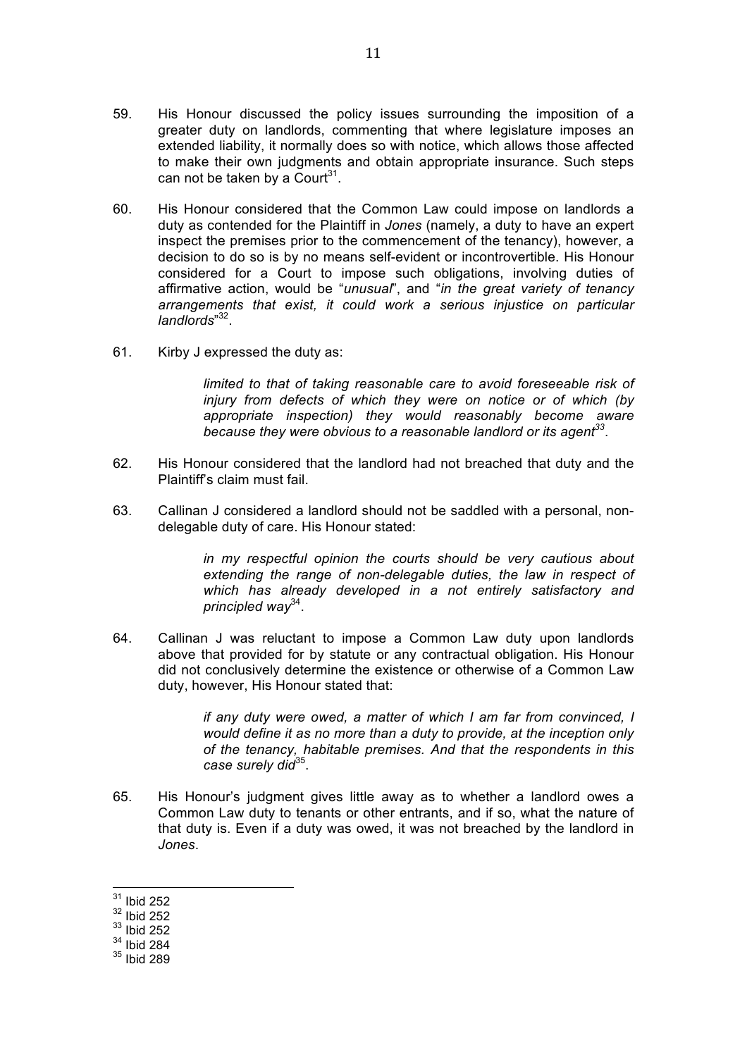59. His Honour discussed the policy issues surrounding the imposition of a greater duty on landlords, commenting that where legislature imposes an extended liability, it normally does so with notice, which allows those affected to make their own judgments and obtain appropriate insurance. Such steps can not be taken by a Court[31].

60. His Honour considered that the Common Law could impose on landlords a duty as contended for the Plaintiff in *Jones* (namely, a duty to have an expert inspect the premises prior to the commencement of the tenancy), however, a decision to do so is by no means self-evident or incontrovertible. His Honour considered for a Court to impose such obligations, involving duties of affirmative action, would be "*unusual*", and "*in the great variety of tenancy arrangements that exist, it could work a serious injustice on particular landlords*"[32].

61. Kirby J expressed the duty as:

> *limited to that of taking reasonable care to avoid foreseeable risk of injury from defects of which they were on notice or of which (by appropriate inspection) they would reasonably become aware because they were obvious to a reasonable landlord or its agent*[33].

62. His Honour considered that the landlord had not breached that duty and the Plaintiff's claim must fail.

63. Callinan J considered a landlord should not be saddled with a personal, non-delegable duty of care. His Honour stated:

> *in my respectful opinion the courts should be very cautious about extending the range of non-delegable duties, the law in respect of which has already developed in a not entirely satisfactory and principled way*[34].

64. Callinan J was reluctant to impose a Common Law duty upon landlords above that provided for by statute or any contractual obligation. His Honour did not conclusively determine the existence or otherwise of a Common Law duty, however, His Honour stated that:

> *if any duty were owed, a matter of which I am far from convinced, I would define it as no more than a duty to provide, at the inception only of the tenancy, habitable premises. And that the respondents in this case surely did*[35].

65. His Honour's judgment gives little away as to whether a landlord owes a Common Law duty to tenants or other entrants, and if so, what the nature of that duty is. Even if a duty was owed, it was not breached by the landlord in *Jones*.

---

[31] Ibid 252
[32] Ibid 252
[33] Ibid 252
[34] Ibid 284
[35] Ibid 289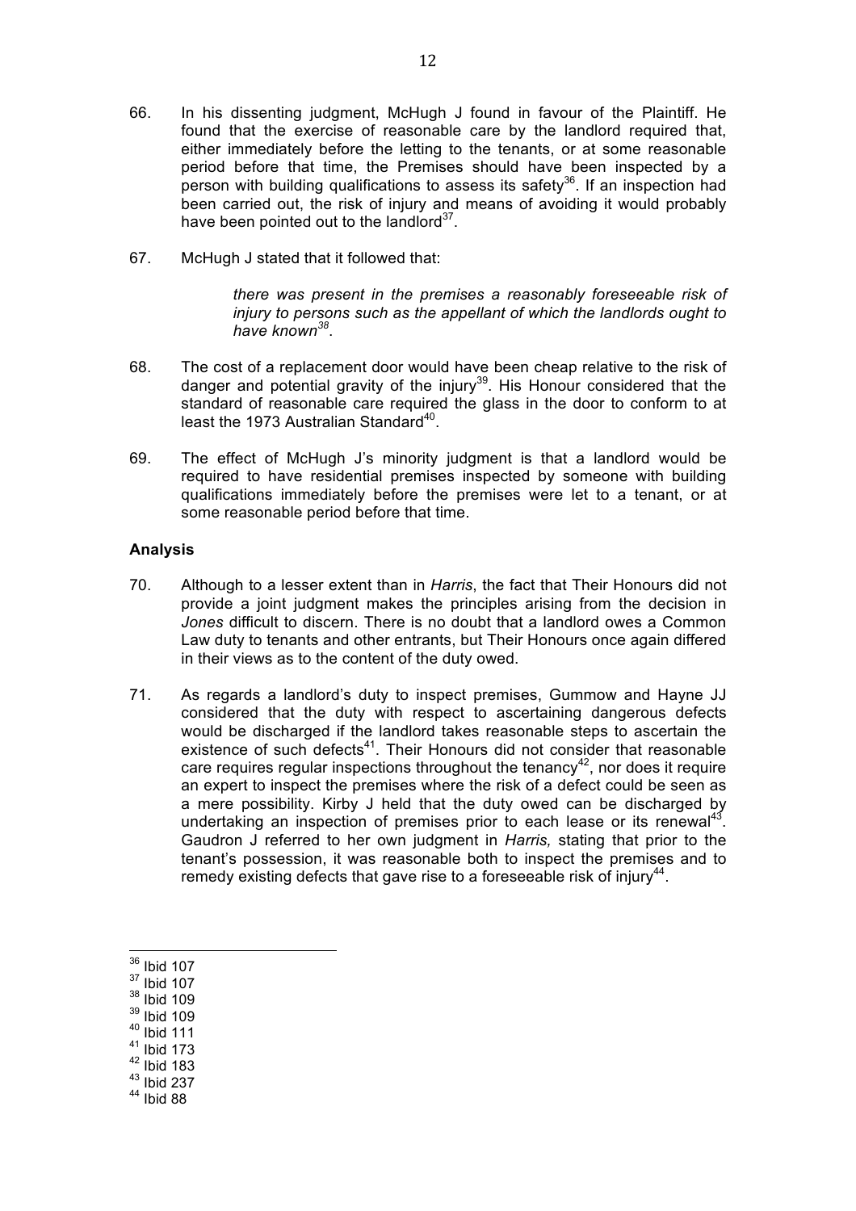66. In his dissenting judgment, McHugh J found in favour of the Plaintiff. He found that the exercise of reasonable care by the landlord required that, either immediately before the letting to the tenants, or at some reasonable period before that time, the Premises should have been inspected by a person with building qualifications to assess its safety[36]. If an inspection had been carried out, the risk of injury and means of avoiding it would probably have been pointed out to the landlord[37].

67. McHugh J stated that it followed that:

> *there was present in the premises a reasonably foreseeable risk of injury to persons such as the appellant of which the landlords ought to have known*[38].

68. The cost of a replacement door would have been cheap relative to the risk of danger and potential gravity of the injury[39]. His Honour considered that the standard of reasonable care required the glass in the door to conform to at least the 1973 Australian Standard[40].

69. The effect of McHugh J's minority judgment is that a landlord would be required to have residential premises inspected by someone with building qualifications immediately before the premises were let to a tenant, or at some reasonable period before that time.

### Analysis

70. Although to a lesser extent than in *Harris*, the fact that Their Honours did not provide a joint judgment makes the principles arising from the decision in *Jones* difficult to discern. There is no doubt that a landlord owes a Common Law duty to tenants and other entrants, but Their Honours once again differed in their views as to the content of the duty owed.

71. As regards a landlord's duty to inspect premises, Gummow and Hayne JJ considered that the duty with respect to ascertaining dangerous defects would be discharged if the landlord takes reasonable steps to ascertain the existence of such defects[41]. Their Honours did not consider that reasonable care requires regular inspections throughout the tenancy[42], nor does it require an expert to inspect the premises where the risk of a defect could be seen as a mere possibility. Kirby J held that the duty owed can be discharged by undertaking an inspection of premises prior to each lease or its renewal[43]. Gaudron J referred to her own judgment in *Harris,* stating that prior to the tenant's possession, it was reasonable both to inspect the premises and to remedy existing defects that gave rise to a foreseeable risk of injury[44].

---

[36] Ibid 107
[37] Ibid 107
[38] Ibid 109
[39] Ibid 109
[40] Ibid 111
[41] Ibid 173
[42] Ibid 183
[43] Ibid 237
[44] Ibid 88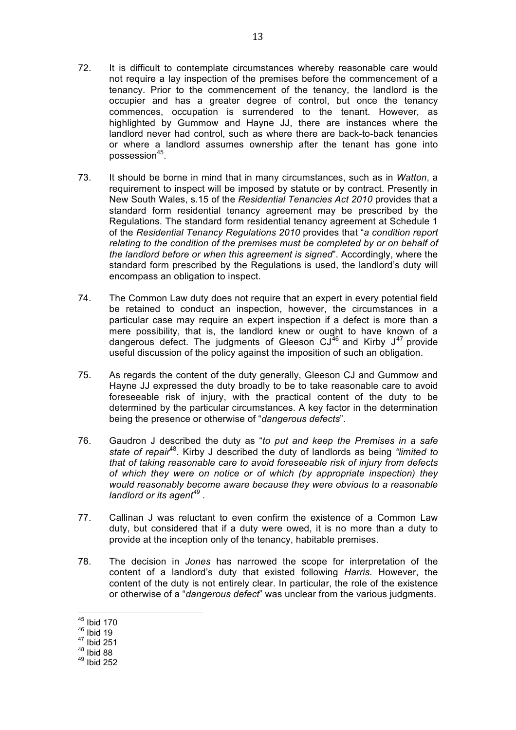72. It is difficult to contemplate circumstances whereby reasonable care would not require a lay inspection of the premises before the commencement of a tenancy. Prior to the commencement of the tenancy, the landlord is the occupier and has a greater degree of control, but once the tenancy commences, occupation is surrendered to the tenant. However, as highlighted by Gummow and Hayne JJ, there are instances where the landlord never had control, such as where there are back-to-back tenancies or where a landlord assumes ownership after the tenant has gone into possession[45].

73. It should be borne in mind that in many circumstances, such as in *Watton*, a requirement to inspect will be imposed by statute or by contract. Presently in New South Wales, s.15 of the *Residential Tenancies Act 2010* provides that a standard form residential tenancy agreement may be prescribed by the Regulations. The standard form residential tenancy agreement at Schedule 1 of the *Residential Tenancy Regulations 2010* provides that "*a condition report relating to the condition of the premises must be completed by or on behalf of the landlord before or when this agreement is signed*". Accordingly, where the standard form prescribed by the Regulations is used, the landlord's duty will encompass an obligation to inspect.

74. The Common Law duty does not require that an expert in every potential field be retained to conduct an inspection, however, the circumstances in a particular case may require an expert inspection if a defect is more than a mere possibility, that is, the landlord knew or ought to have known of a dangerous defect. The judgments of Gleeson CJ[46] and Kirby J[47] provide useful discussion of the policy against the imposition of such an obligation.

75. As regards the content of the duty generally, Gleeson CJ and Gummow and Hayne JJ expressed the duty broadly to be to take reasonable care to avoid foreseeable risk of injury, with the practical content of the duty to be determined by the particular circumstances. A key factor in the determination being the presence or otherwise of "*dangerous defects*".

76. Gaudron J described the duty as "*to put and keep the Premises in a safe state of repair*[48]. Kirby J described the duty of landlords as being *"limited to that of taking reasonable care to avoid foreseeable risk of injury from defects of which they were on notice or of which (by appropriate inspection) they would reasonably become aware because they were obvious to a reasonable landlord or its agent*[49] .

77. Callinan J was reluctant to even confirm the existence of a Common Law duty, but considered that if a duty were owed, it is no more than a duty to provide at the inception only of the tenancy, habitable premises.

78. The decision in *Jones* has narrowed the scope for interpretation of the content of a landlord's duty that existed following *Harris*. However, the content of the duty is not entirely clear. In particular, the role of the existence or otherwise of a "*dangerous defect*" was unclear from the various judgments.

---

[45] Ibid 170
[46] Ibid 19
[47] Ibid 251
[48] Ibid 88
[49] Ibid 252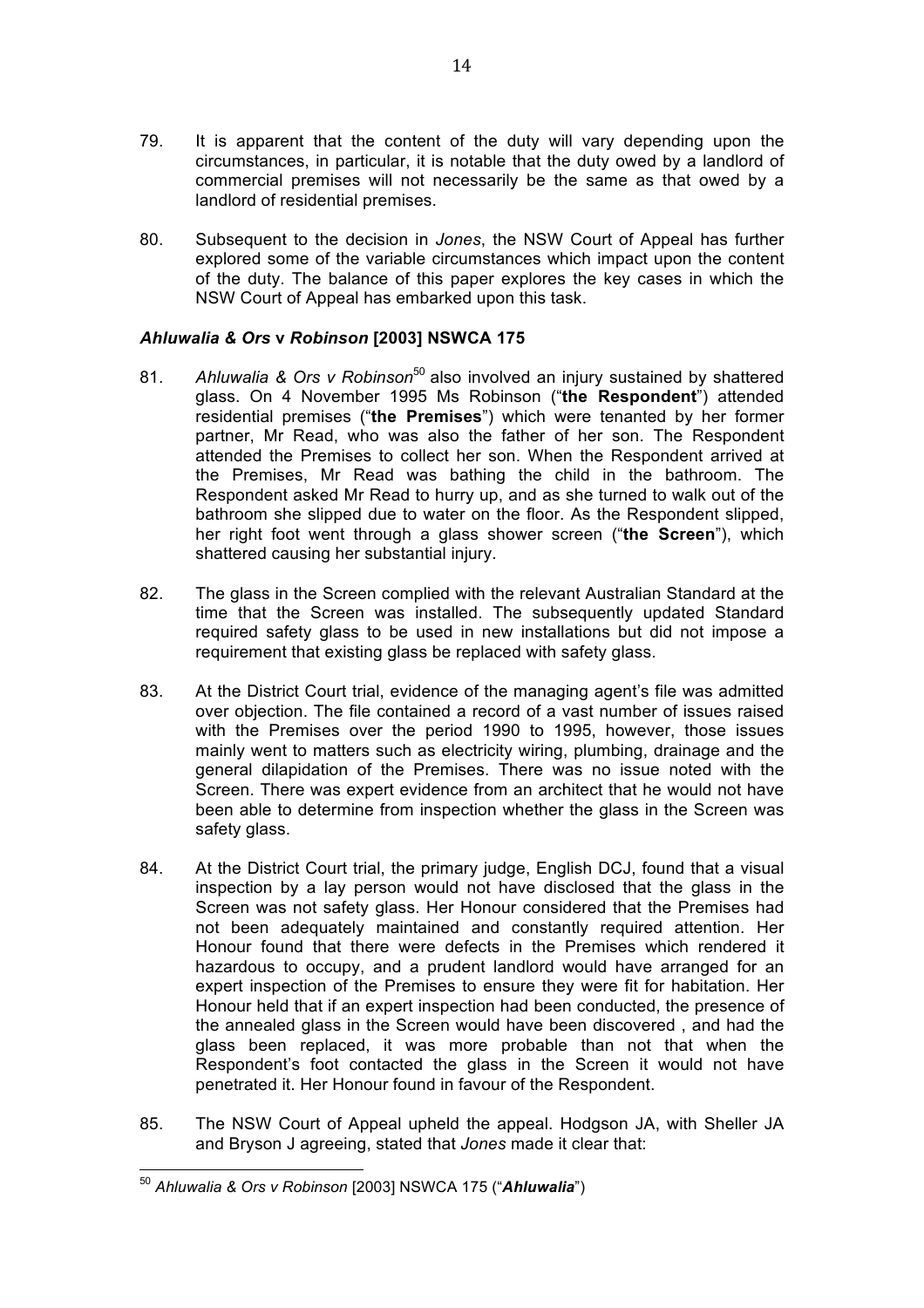79. It is apparent that the content of the duty will vary depending upon the circumstances, in particular, it is notable that the duty owed by a landlord of commercial premises will not necessarily be the same as that owed by a landlord of residential premises.

80. Subsequent to the decision in *Jones*, the NSW Court of Appeal has further explored some of the variable circumstances which impact upon the content of the duty. The balance of this paper explores the key cases in which the NSW Court of Appeal has embarked upon this task.

### *Ahluwalia & Ors* v *Robinson* [2003] NSWCA 175

81. *Ahluwalia & Ors v Robinson*[50] also involved an injury sustained by shattered glass. On 4 November 1995 Ms Robinson ("**the Respondent**") attended residential premises ("**the Premises**") which were tenanted by her former partner, Mr Read, who was also the father of her son. The Respondent attended the Premises to collect her son. When the Respondent arrived at the Premises, Mr Read was bathing the child in the bathroom. The Respondent asked Mr Read to hurry up, and as she turned to walk out of the bathroom she slipped due to water on the floor. As the Respondent slipped, her right foot went through a glass shower screen ("**the Screen**"), which shattered causing her substantial injury.

82. The glass in the Screen complied with the relevant Australian Standard at the time that the Screen was installed. The subsequently updated Standard required safety glass to be used in new installations but did not impose a requirement that existing glass be replaced with safety glass.

83. At the District Court trial, evidence of the managing agent's file was admitted over objection. The file contained a record of a vast number of issues raised with the Premises over the period 1990 to 1995, however, those issues mainly went to matters such as electricity wiring, plumbing, drainage and the general dilapidation of the Premises. There was no issue noted with the Screen. There was expert evidence from an architect that he would not have been able to determine from inspection whether the glass in the Screen was safety glass.

84. At the District Court trial, the primary judge, English DCJ, found that a visual inspection by a lay person would not have disclosed that the glass in the Screen was not safety glass. Her Honour considered that the Premises had not been adequately maintained and constantly required attention. Her Honour found that there were defects in the Premises which rendered it hazardous to occupy, and a prudent landlord would have arranged for an expert inspection of the Premises to ensure they were fit for habitation. Her Honour held that if an expert inspection had been conducted, the presence of the annealed glass in the Screen would have been discovered , and had the glass been replaced, it was more probable than not that when the Respondent's foot contacted the glass in the Screen it would not have penetrated it. Her Honour found in favour of the Respondent.

85. The NSW Court of Appeal upheld the appeal. Hodgson JA, with Sheller JA and Bryson J agreeing, stated that *Jones* made it clear that:

---

[50] *Ahluwalia & Ors v Robinson* [2003] NSWCA 175 ("***Ahluwalia***")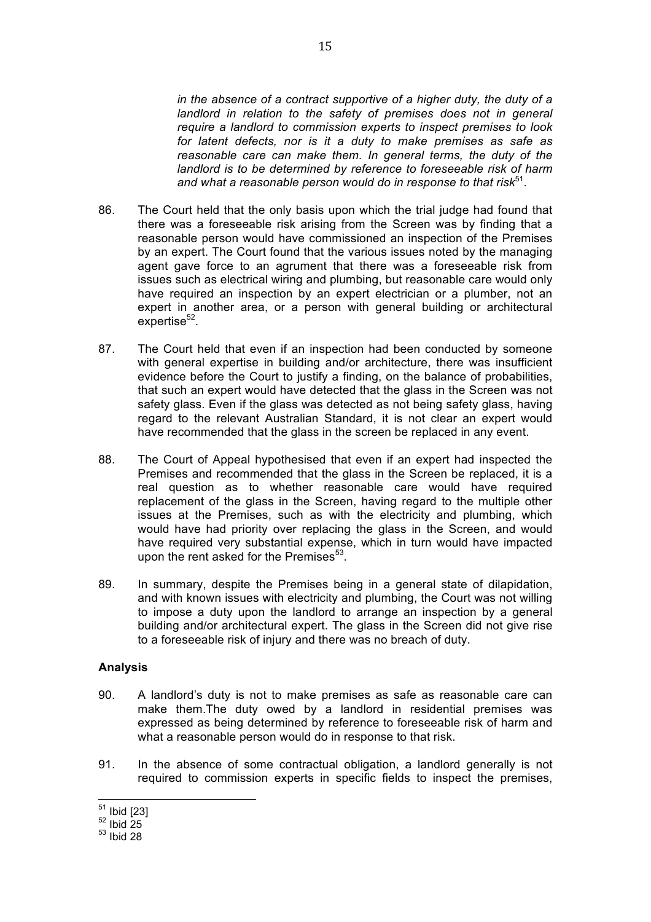*in the absence of a contract supportive of a higher duty, the duty of a landlord in relation to the safety of premises does not in general require a landlord to commission experts to inspect premises to look for latent defects, nor is it a duty to make premises as safe as reasonable care can make them. In general terms, the duty of the landlord is to be determined by reference to foreseeable risk of harm and what a reasonable person would do in response to that risk*[51].

86. The Court held that the only basis upon which the trial judge had found that there was a foreseeable risk arising from the Screen was by finding that a reasonable person would have commissioned an inspection of the Premises by an expert. The Court found that the various issues noted by the managing agent gave force to an agrument that there was a foreseeable risk from issues such as electrical wiring and plumbing, but reasonable care would only have required an inspection by an expert electrician or a plumber, not an expert in another area, or a person with general building or architectural expertise[52].

87. The Court held that even if an inspection had been conducted by someone with general expertise in building and/or architecture, there was insufficient evidence before the Court to justify a finding, on the balance of probabilities, that such an expert would have detected that the glass in the Screen was not safety glass. Even if the glass was detected as not being safety glass, having regard to the relevant Australian Standard, it is not clear an expert would have recommended that the glass in the screen be replaced in any event.

88. The Court of Appeal hypothesised that even if an expert had inspected the Premises and recommended that the glass in the Screen be replaced, it is a real question as to whether reasonable care would have required replacement of the glass in the Screen, having regard to the multiple other issues at the Premises, such as with the electricity and plumbing, which would have had priority over replacing the glass in the Screen, and would have required very substantial expense, which in turn would have impacted upon the rent asked for the Premises[53].

89. In summary, despite the Premises being in a general state of dilapidation, and with known issues with electricity and plumbing, the Court was not willing to impose a duty upon the landlord to arrange an inspection by a general building and/or architectural expert. The glass in the Screen did not give rise to a foreseeable risk of injury and there was no breach of duty.

### Analysis

90. A landlord's duty is not to make premises as safe as reasonable care can make them.The duty owed by a landlord in residential premises was expressed as being determined by reference to foreseeable risk of harm and what a reasonable person would do in response to that risk.

91. In the absence of some contractual obligation, a landlord generally is not required to commission experts in specific fields to inspect the premises,

---

[51] Ibid [23]

[52] Ibid 25

[53] Ibid 28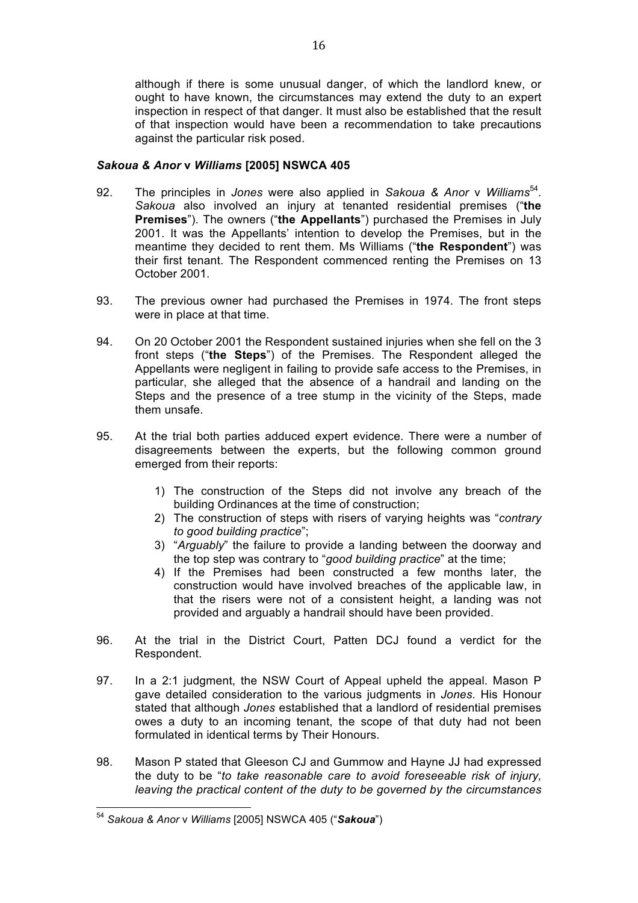although if there is some unusual danger, of which the landlord knew, or ought to have known, the circumstances may extend the duty to an expert inspection in respect of that danger. It must also be established that the result of that inspection would have been a recommendation to take precautions against the particular risk posed.

### ***Sakoua & Anor* v *Williams* [2005] NSWCA 405**

92. The principles in *Jones* were also applied in *Sakoua & Anor* v *Williams*[54]. *Sakoua* also involved an injury at tenanted residential premises ("**the Premises**"). The owners ("**the Appellants**") purchased the Premises in July 2001. It was the Appellants' intention to develop the Premises, but in the meantime they decided to rent them. Ms Williams ("**the Respondent**") was their first tenant. The Respondent commenced renting the Premises on 13 October 2001.

93. The previous owner had purchased the Premises in 1974. The front steps were in place at that time.

94. On 20 October 2001 the Respondent sustained injuries when she fell on the 3 front steps ("**the Steps**") of the Premises. The Respondent alleged the Appellants were negligent in failing to provide safe access to the Premises, in particular, she alleged that the absence of a handrail and landing on the Steps and the presence of a tree stump in the vicinity of the Steps, made them unsafe.

95. At the trial both parties adduced expert evidence. There were a number of disagreements between the experts, but the following common ground emerged from their reports:

    1) The construction of the Steps did not involve any breach of the building Ordinances at the time of construction;
    2) The construction of steps with risers of varying heights was "*contrary to good building practice*";
    3) "*Arguably*" the failure to provide a landing between the doorway and the top step was contrary to "*good building practice*" at the time;
    4) If the Premises had been constructed a few months later, the construction would have involved breaches of the applicable law, in that the risers were not of a consistent height, a landing was not provided and arguably a handrail should have been provided.

96. At the trial in the District Court, Patten DCJ found a verdict for the Respondent.

97. In a 2:1 judgment, the NSW Court of Appeal upheld the appeal. Mason P gave detailed consideration to the various judgments in *Jones*. His Honour stated that although *Jones* established that a landlord of residential premises owes a duty to an incoming tenant, the scope of that duty had not been formulated in identical terms by Their Honours.

98. Mason P stated that Gleeson CJ and Gummow and Hayne JJ had expressed the duty to be "*to take reasonable care to avoid foreseeable risk of injury, leaving the practical content of the duty to be governed by the circumstances*

---

[54] *Sakoua & Anor* v *Williams* [2005] NSWCA 405 ("***Sakoua***")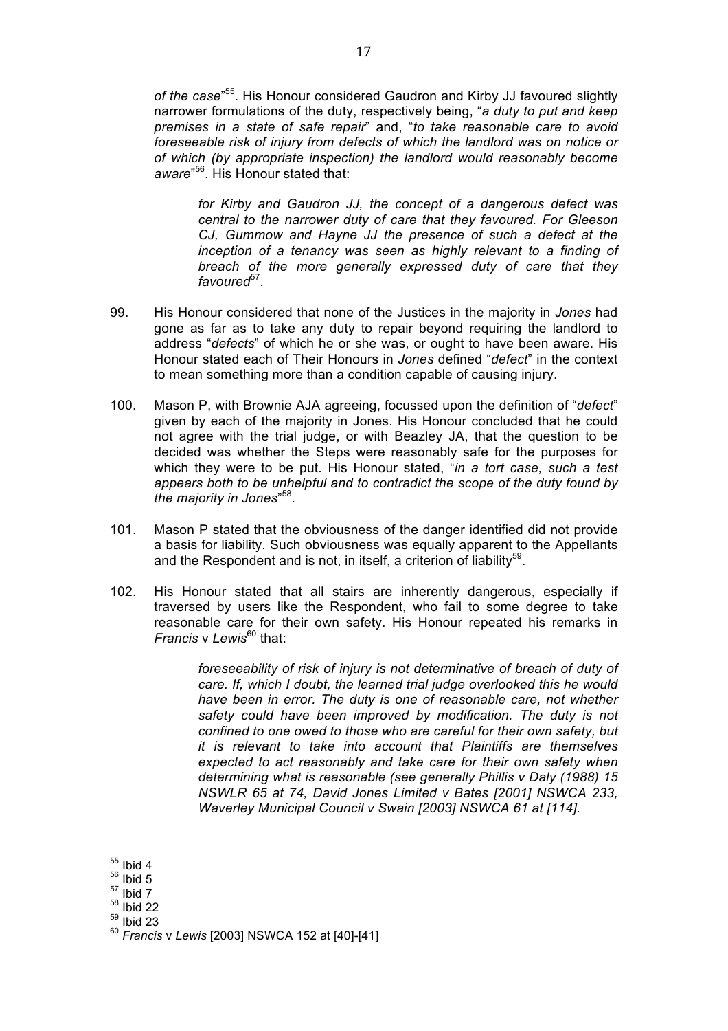*of the case*"[55]. His Honour considered Gaudron and Kirby JJ favoured slightly narrower formulations of the duty, respectively being, "*a duty to put and keep premises in a state of safe repair*" and, "*to take reasonable care to avoid foreseeable risk of injury from defects of which the landlord was on notice or of which (by appropriate inspection) the landlord would reasonably become aware*"[56]. His Honour stated that:

> *for Kirby and Gaudron JJ, the concept of a dangerous defect was central to the narrower duty of care that they favoured. For Gleeson CJ, Gummow and Hayne JJ the presence of such a defect at the inception of a tenancy was seen as highly relevant to a finding of breach of the more generally expressed duty of care that they favoured*[57].

99. His Honour considered that none of the Justices in the majority in *Jones* had gone as far as to take any duty to repair beyond requiring the landlord to address "*defects*" of which he or she was, or ought to have been aware. His Honour stated each of Their Honours in *Jones* defined "*defect*" in the context to mean something more than a condition capable of causing injury.

100. Mason P, with Brownie AJA agreeing, focussed upon the definition of "*defect*" given by each of the majority in Jones. His Honour concluded that he could not agree with the trial judge, or with Beazley JA, that the question to be decided was whether the Steps were reasonably safe for the purposes for which they were to be put. His Honour stated, "*in a tort case, such a test appears both to be unhelpful and to contradict the scope of the duty found by the majority in Jones*"[58].

101. Mason P stated that the obviousness of the danger identified did not provide a basis for liability. Such obviousness was equally apparent to the Appellants and the Respondent and is not, in itself, a criterion of liability[59].

102. His Honour stated that all stairs are inherently dangerous, especially if traversed by users like the Respondent, who fail to some degree to take reasonable care for their own safety. His Honour repeated his remarks in *Francis* v *Lewis*[60] that:

> *foreseeability of risk of injury is not determinative of breach of duty of care. If, which I doubt, the learned trial judge overlooked this he would have been in error. The duty is one of reasonable care, not whether safety could have been improved by modification. The duty is not confined to one owed to those who are careful for their own safety, but it is relevant to take into account that Plaintiffs are themselves expected to act reasonably and take care for their own safety when determining what is reasonable (see generally Phillis v Daly (1988) 15 NSWLR 65 at 74, David Jones Limited v Bates [2001] NSWCA 233, Waverley Municipal Council v Swain [2003] NSWCA 61 at [114].*

---

[55] Ibid 4
[56] Ibid 5
[57] Ibid 7
[58] Ibid 22
[59] Ibid 23
[60] *Francis* v *Lewis* [2003] NSWCA 152 at [40]-[41]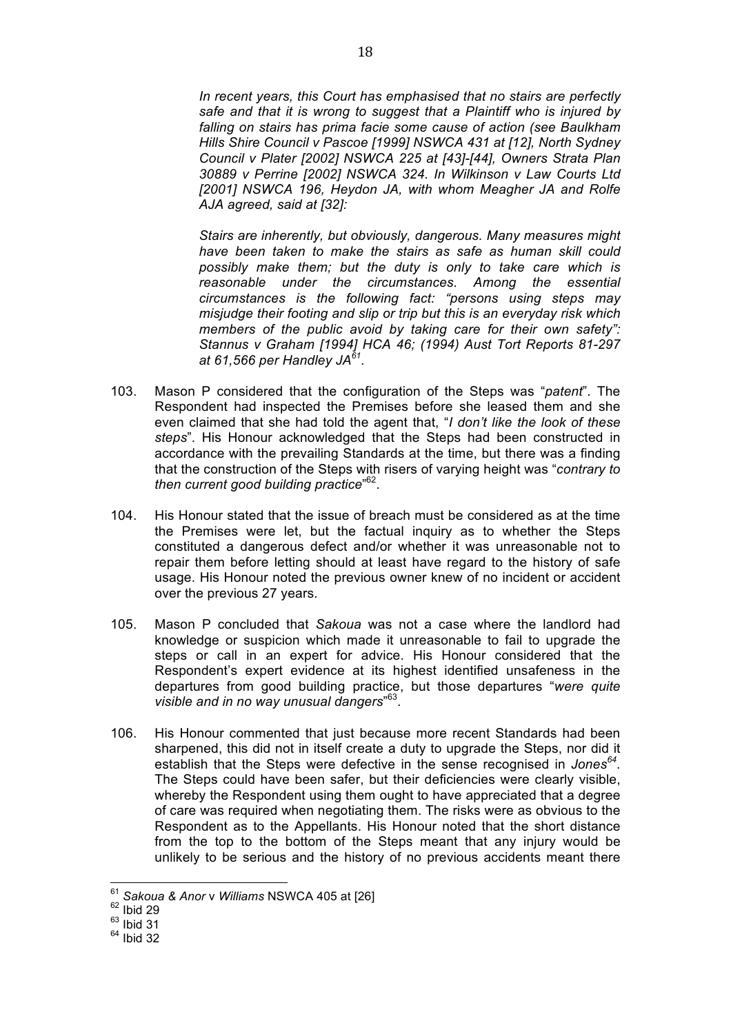*In recent years, this Court has emphasised that no stairs are perfectly safe and that it is wrong to suggest that a Plaintiff who is injured by falling on stairs has prima facie some cause of action (see Baulkham Hills Shire Council v Pascoe [1999] NSWCA 431 at [12], North Sydney Council v Plater [2002] NSWCA 225 at [43]-[44], Owners Strata Plan 30889 v Perrine [2002] NSWCA 324. In Wilkinson v Law Courts Ltd [2001] NSWCA 196, Heydon JA, with whom Meagher JA and Rolfe AJA agreed, said at [32]:*

*Stairs are inherently, but obviously, dangerous. Many measures might have been taken to make the stairs as safe as human skill could possibly make them; but the duty is only to take care which is reasonable under the circumstances. Among the essential circumstances is the following fact: "persons using steps may misjudge their footing and slip or trip but this is an everyday risk which members of the public avoid by taking care for their own safety": Stannus v Graham [1994] HCA 46; (1994) Aust Tort Reports 81-297 at 61,566 per Handley JA*[61].

103. Mason P considered that the configuration of the Steps was "*patent*". The Respondent had inspected the Premises before she leased them and she even claimed that she had told the agent that, "*I don't like the look of these steps*". His Honour acknowledged that the Steps had been constructed in accordance with the prevailing Standards at the time, but there was a finding that the construction of the Steps with risers of varying height was "*contrary to then current good building practice*"[62].

104. His Honour stated that the issue of breach must be considered as at the time the Premises were let, but the factual inquiry as to whether the Steps constituted a dangerous defect and/or whether it was unreasonable not to repair them before letting should at least have regard to the history of safe usage. His Honour noted the previous owner knew of no incident or accident over the previous 27 years.

105. Mason P concluded that *Sakoua* was not a case where the landlord had knowledge or suspicion which made it unreasonable to fail to upgrade the steps or call in an expert for advice. His Honour considered that the Respondent's expert evidence at its highest identified unsafeness in the departures from good building practice, but those departures "*were quite visible and in no way unusual dangers*"[63].

106. His Honour commented that just because more recent Standards had been sharpened, this did not in itself create a duty to upgrade the Steps, nor did it establish that the Steps were defective in the sense recognised in *Jones*[64]. The Steps could have been safer, but their deficiencies were clearly visible, whereby the Respondent using them ought to have appreciated that a degree of care was required when negotiating them. The risks were as obvious to the Respondent as to the Appellants. His Honour noted that the short distance from the top to the bottom of the Steps meant that any injury would be unlikely to be serious and the history of no previous accidents meant there

---

[61] *Sakoua & Anor* v *Williams* NSWCA 405 at [26]

[62] Ibid 29

[63] Ibid 31

[64] Ibid 32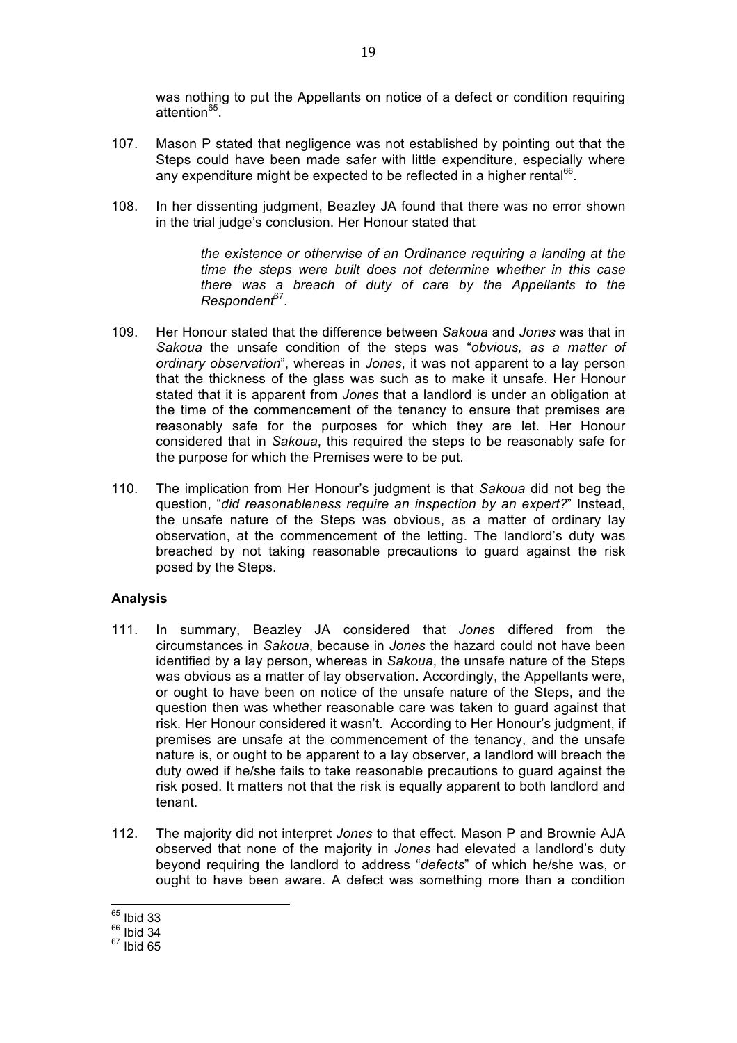was nothing to put the Appellants on notice of a defect or condition requiring attention[65].

107. Mason P stated that negligence was not established by pointing out that the Steps could have been made safer with little expenditure, especially where any expenditure might be expected to be reflected in a higher rental[66].

108. In her dissenting judgment, Beazley JA found that there was no error shown in the trial judge's conclusion. Her Honour stated that

> *the existence or otherwise of an Ordinance requiring a landing at the time the steps were built does not determine whether in this case there was a breach of duty of care by the Appellants to the Respondent*[67].

109. Her Honour stated that the difference between *Sakoua* and *Jones* was that in *Sakoua* the unsafe condition of the steps was "*obvious, as a matter of ordinary observation*", whereas in *Jones*, it was not apparent to a lay person that the thickness of the glass was such as to make it unsafe. Her Honour stated that it is apparent from *Jones* that a landlord is under an obligation at the time of the commencement of the tenancy to ensure that premises are reasonably safe for the purposes for which they are let. Her Honour considered that in *Sakoua*, this required the steps to be reasonably safe for the purpose for which the Premises were to be put.

110. The implication from Her Honour's judgment is that *Sakoua* did not beg the question, "*did reasonableness require an inspection by an expert?*" Instead, the unsafe nature of the Steps was obvious, as a matter of ordinary lay observation, at the commencement of the letting. The landlord's duty was breached by not taking reasonable precautions to guard against the risk posed by the Steps.

### Analysis

111. In summary, Beazley JA considered that *Jones* differed from the circumstances in *Sakoua*, because in *Jones* the hazard could not have been identified by a lay person, whereas in *Sakoua*, the unsafe nature of the Steps was obvious as a matter of lay observation. Accordingly, the Appellants were, or ought to have been on notice of the unsafe nature of the Steps, and the question then was whether reasonable care was taken to guard against that risk. Her Honour considered it wasn't. According to Her Honour's judgment, if premises are unsafe at the commencement of the tenancy, and the unsafe nature is, or ought to be apparent to a lay observer, a landlord will breach the duty owed if he/she fails to take reasonable precautions to guard against the risk posed. It matters not that the risk is equally apparent to both landlord and tenant.

112. The majority did not interpret *Jones* to that effect. Mason P and Brownie AJA observed that none of the majority in *Jones* had elevated a landlord's duty beyond requiring the landlord to address "*defects*" of which he/she was, or ought to have been aware. A defect was something more than a condition

---

[65] Ibid 33
[66] Ibid 34
[67] Ibid 65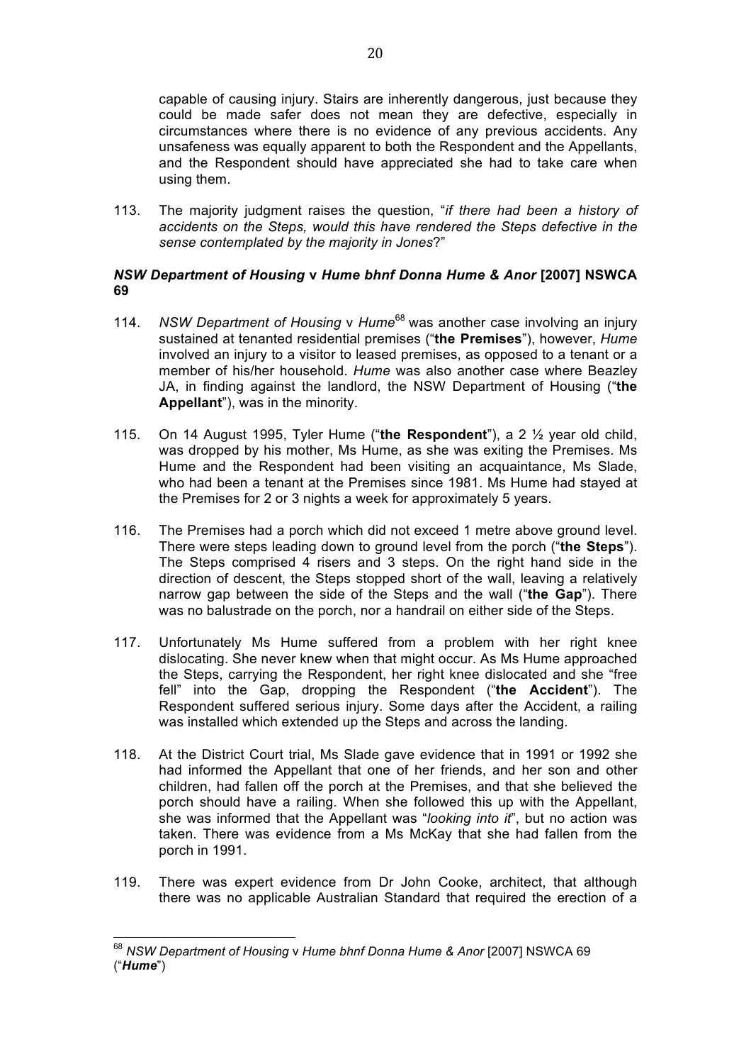capable of causing injury. Stairs are inherently dangerous, just because they could be made safer does not mean they are defective, especially in circumstances where there is no evidence of any previous accidents. Any unsafeness was equally apparent to both the Respondent and the Appellants, and the Respondent should have appreciated she had to take care when using them.

113. The majority judgment raises the question, "*if there had been a history of accidents on the Steps, would this have rendered the Steps defective in the sense contemplated by the majority in Jones*?"

### ***NSW Department of Housing* v *Hume bhnf Donna Hume & Anor* [2007] NSWCA 69**

114. *NSW Department of Housing* v *Hume*[68] was another case involving an injury sustained at tenanted residential premises ("**the Premises**"), however, *Hume* involved an injury to a visitor to leased premises, as opposed to a tenant or a member of his/her household. *Hume* was also another case where Beazley JA, in finding against the landlord, the NSW Department of Housing ("**the Appellant**"), was in the minority.

115. On 14 August 1995, Tyler Hume ("**the Respondent**"), a 2 ½ year old child, was dropped by his mother, Ms Hume, as she was exiting the Premises. Ms Hume and the Respondent had been visiting an acquaintance, Ms Slade, who had been a tenant at the Premises since 1981. Ms Hume had stayed at the Premises for 2 or 3 nights a week for approximately 5 years.

116. The Premises had a porch which did not exceed 1 metre above ground level. There were steps leading down to ground level from the porch ("**the Steps**"). The Steps comprised 4 risers and 3 steps. On the right hand side in the direction of descent, the Steps stopped short of the wall, leaving a relatively narrow gap between the side of the Steps and the wall ("**the Gap**"). There was no balustrade on the porch, nor a handrail on either side of the Steps.

117. Unfortunately Ms Hume suffered from a problem with her right knee dislocating. She never knew when that might occur. As Ms Hume approached the Steps, carrying the Respondent, her right knee dislocated and she "free fell" into the Gap, dropping the Respondent ("**the Accident**"). The Respondent suffered serious injury. Some days after the Accident, a railing was installed which extended up the Steps and across the landing.

118. At the District Court trial, Ms Slade gave evidence that in 1991 or 1992 she had informed the Appellant that one of her friends, and her son and other children, had fallen off the porch at the Premises, and that she believed the porch should have a railing. When she followed this up with the Appellant, she was informed that the Appellant was "*looking into it*", but no action was taken. There was evidence from a Ms McKay that she had fallen from the porch in 1991.

119. There was expert evidence from Dr John Cooke, architect, that although there was no applicable Australian Standard that required the erection of a

---

[68] *NSW Department of Housing* v *Hume bhnf Donna Hume & Anor* [2007] NSWCA 69 ("***Hume***")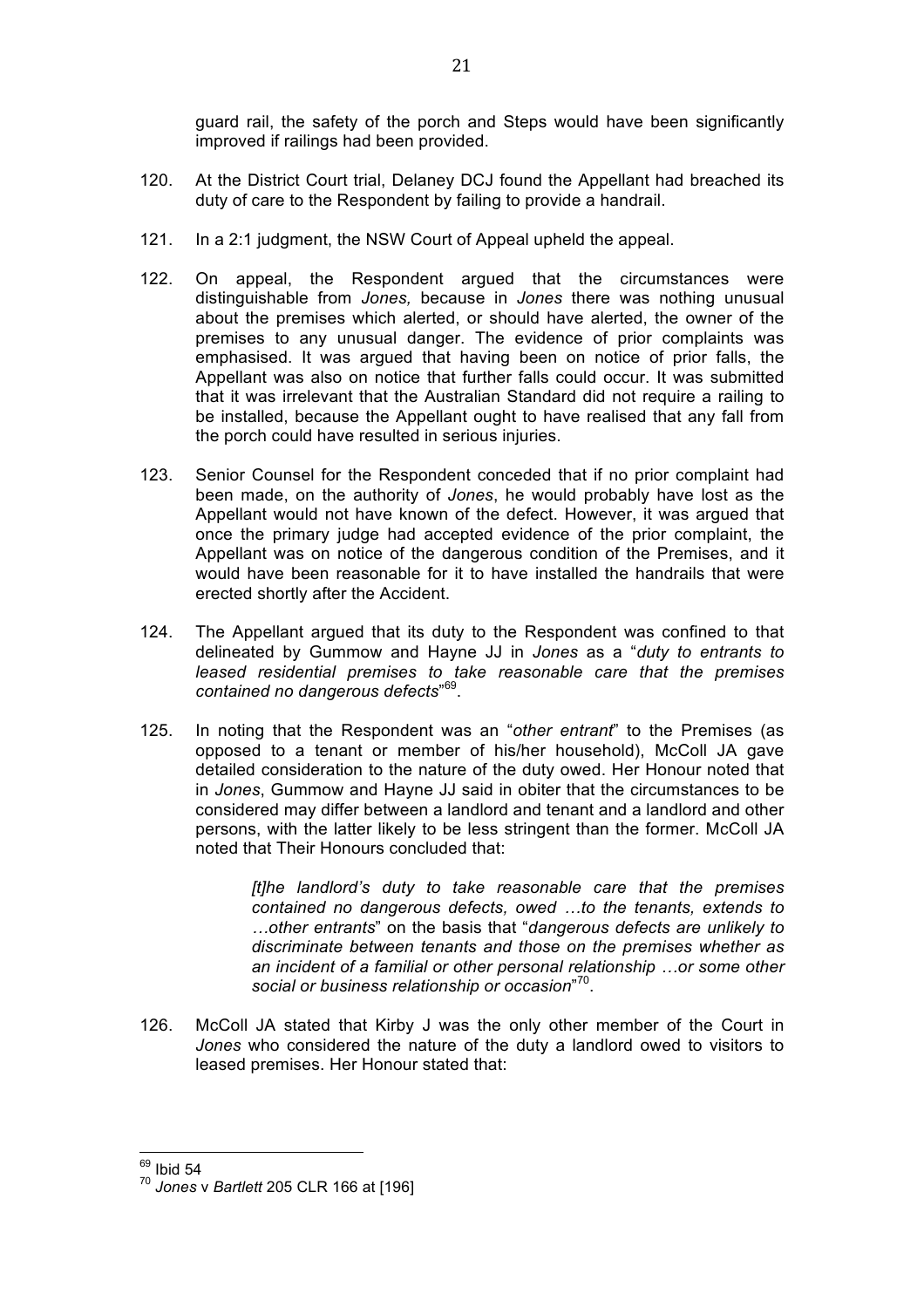guard rail, the safety of the porch and Steps would have been significantly improved if railings had been provided.

120. At the District Court trial, Delaney DCJ found the Appellant had breached its duty of care to the Respondent by failing to provide a handrail.

121. In a 2:1 judgment, the NSW Court of Appeal upheld the appeal.

122. On appeal, the Respondent argued that the circumstances were distinguishable from *Jones,* because in *Jones* there was nothing unusual about the premises which alerted, or should have alerted, the owner of the premises to any unusual danger. The evidence of prior complaints was emphasised. It was argued that having been on notice of prior falls, the Appellant was also on notice that further falls could occur. It was submitted that it was irrelevant that the Australian Standard did not require a railing to be installed, because the Appellant ought to have realised that any fall from the porch could have resulted in serious injuries.

123. Senior Counsel for the Respondent conceded that if no prior complaint had been made, on the authority of *Jones*, he would probably have lost as the Appellant would not have known of the defect. However, it was argued that once the primary judge had accepted evidence of the prior complaint, the Appellant was on notice of the dangerous condition of the Premises, and it would have been reasonable for it to have installed the handrails that were erected shortly after the Accident.

124. The Appellant argued that its duty to the Respondent was confined to that delineated by Gummow and Hayne JJ in *Jones* as a "*duty to entrants to leased residential premises to take reasonable care that the premises contained no dangerous defects*"[69].

125. In noting that the Respondent was an "*other entrant*" to the Premises (as opposed to a tenant or member of his/her household), McColl JA gave detailed consideration to the nature of the duty owed. Her Honour noted that in *Jones*, Gummow and Hayne JJ said in obiter that the circumstances to be considered may differ between a landlord and tenant and a landlord and other persons, with the latter likely to be less stringent than the former. McColl JA noted that Their Honours concluded that:

> *[t]he landlord's duty to take reasonable care that the premises contained no dangerous defects, owed …to the tenants, extends to …other entrants*" on the basis that "*dangerous defects are unlikely to discriminate between tenants and those on the premises whether as an incident of a familial or other personal relationship …or some other social or business relationship or occasion*"[70].

126. McColl JA stated that Kirby J was the only other member of the Court in *Jones* who considered the nature of the duty a landlord owed to visitors to leased premises. Her Honour stated that:

---

[69] Ibid 54

[70] *Jones* v *Bartlett* 205 CLR 166 at [196]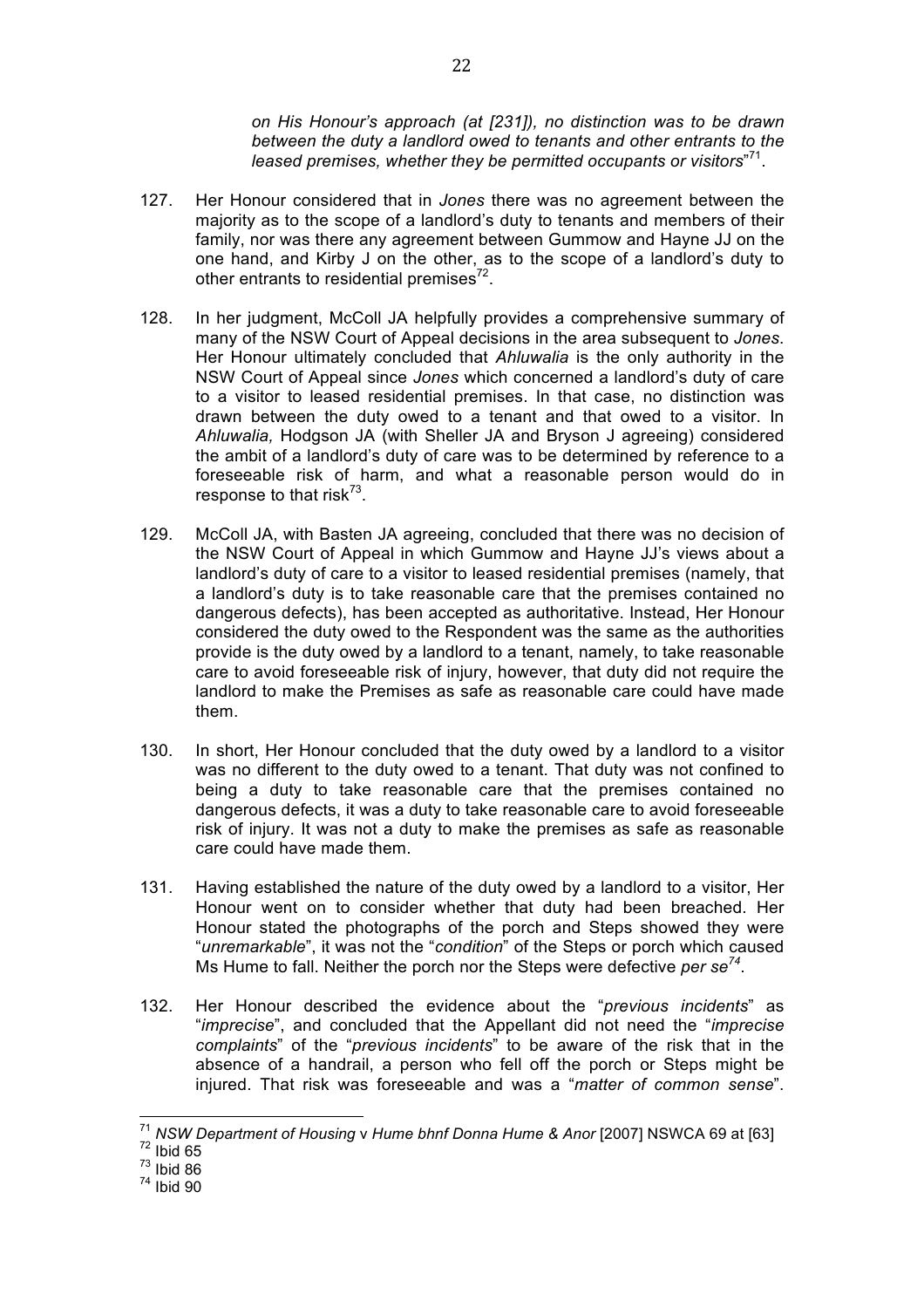*on His Honour's approach (at [231]), no distinction was to be drawn between the duty a landlord owed to tenants and other entrants to the leased premises, whether they be permitted occupants or visitors*"[71].

127. Her Honour considered that in *Jones* there was no agreement between the majority as to the scope of a landlord's duty to tenants and members of their family, nor was there any agreement between Gummow and Hayne JJ on the one hand, and Kirby J on the other, as to the scope of a landlord's duty to other entrants to residential premises[72].

128. In her judgment, McColl JA helpfully provides a comprehensive summary of many of the NSW Court of Appeal decisions in the area subsequent to *Jones*. Her Honour ultimately concluded that *Ahluwalia* is the only authority in the NSW Court of Appeal since *Jones* which concerned a landlord's duty of care to a visitor to leased residential premises. In that case, no distinction was drawn between the duty owed to a tenant and that owed to a visitor. In *Ahluwalia,* Hodgson JA (with Sheller JA and Bryson J agreeing) considered the ambit of a landlord's duty of care was to be determined by reference to a foreseeable risk of harm, and what a reasonable person would do in response to that risk[73].

129. McColl JA, with Basten JA agreeing, concluded that there was no decision of the NSW Court of Appeal in which Gummow and Hayne JJ's views about a landlord's duty of care to a visitor to leased residential premises (namely, that a landlord's duty is to take reasonable care that the premises contained no dangerous defects), has been accepted as authoritative. Instead, Her Honour considered the duty owed to the Respondent was the same as the authorities provide is the duty owed by a landlord to a tenant, namely, to take reasonable care to avoid foreseeable risk of injury, however, that duty did not require the landlord to make the Premises as safe as reasonable care could have made them.

130. In short, Her Honour concluded that the duty owed by a landlord to a visitor was no different to the duty owed to a tenant. That duty was not confined to being a duty to take reasonable care that the premises contained no dangerous defects, it was a duty to take reasonable care to avoid foreseeable risk of injury. It was not a duty to make the premises as safe as reasonable care could have made them.

131. Having established the nature of the duty owed by a landlord to a visitor, Her Honour went on to consider whether that duty had been breached. Her Honour stated the photographs of the porch and Steps showed they were "*unremarkable*", it was not the "*condition*" of the Steps or porch which caused Ms Hume to fall. Neither the porch nor the Steps were defective *per se*[74].

132. Her Honour described the evidence about the "*previous incidents*" as "*imprecise*", and concluded that the Appellant did not need the "*imprecise complaints*" of the "*previous incidents*" to be aware of the risk that in the absence of a handrail, a person who fell off the porch or Steps might be injured. That risk was foreseeable and was a "*matter of common sense*".

---

[71] *NSW Department of Housing* v *Hume bhnf Donna Hume & Anor* [2007] NSWCA 69 at [63]
[72] Ibid 65
[73] Ibid 86
[74] Ibid 90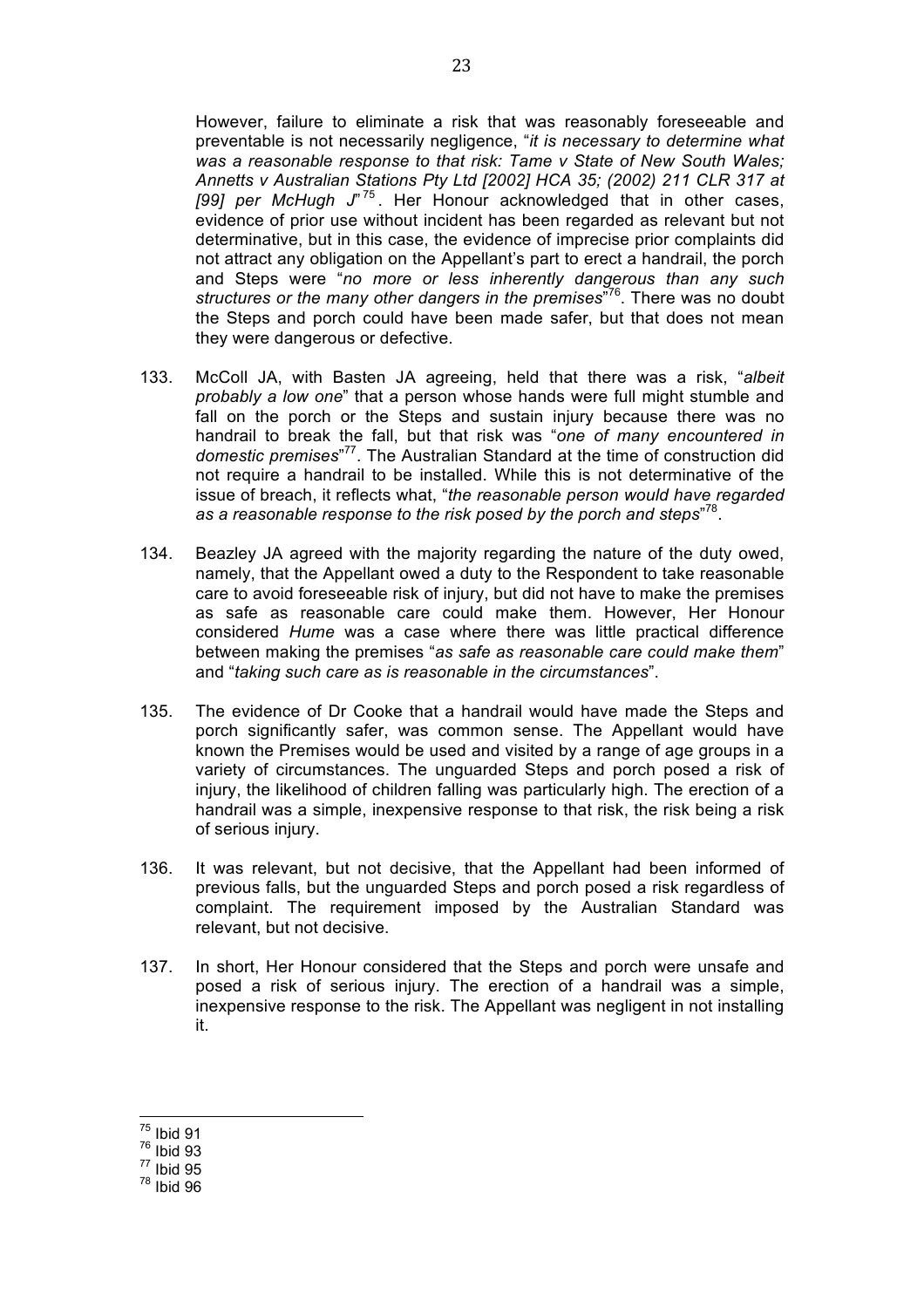However, failure to eliminate a risk that was reasonably foreseeable and preventable is not necessarily negligence, "*it is necessary to determine what was a reasonable response to that risk: Tame v State of New South Wales; Annetts v Australian Stations Pty Ltd [2002] HCA 35; (2002) 211 CLR 317 at [99] per McHugh J*"[75]. Her Honour acknowledged that in other cases, evidence of prior use without incident has been regarded as relevant but not determinative, but in this case, the evidence of imprecise prior complaints did not attract any obligation on the Appellant's part to erect a handrail, the porch and Steps were "*no more or less inherently dangerous than any such structures or the many other dangers in the premises*"[76]. There was no doubt the Steps and porch could have been made safer, but that does not mean they were dangerous or defective.

133. McColl JA, with Basten JA agreeing, held that there was a risk, "*albeit probably a low one*" that a person whose hands were full might stumble and fall on the porch or the Steps and sustain injury because there was no handrail to break the fall, but that risk was "*one of many encountered in domestic premises*"[77]. The Australian Standard at the time of construction did not require a handrail to be installed. While this is not determinative of the issue of breach, it reflects what, "*the reasonable person would have regarded as a reasonable response to the risk posed by the porch and steps*"[78].

134. Beazley JA agreed with the majority regarding the nature of the duty owed, namely, that the Appellant owed a duty to the Respondent to take reasonable care to avoid foreseeable risk of injury, but did not have to make the premises as safe as reasonable care could make them. However, Her Honour considered *Hume* was a case where there was little practical difference between making the premises "*as safe as reasonable care could make them*" and "*taking such care as is reasonable in the circumstances*".

135. The evidence of Dr Cooke that a handrail would have made the Steps and porch significantly safer, was common sense. The Appellant would have known the Premises would be used and visited by a range of age groups in a variety of circumstances. The unguarded Steps and porch posed a risk of injury, the likelihood of children falling was particularly high. The erection of a handrail was a simple, inexpensive response to that risk, the risk being a risk of serious injury.

136. It was relevant, but not decisive, that the Appellant had been informed of previous falls, but the unguarded Steps and porch posed a risk regardless of complaint. The requirement imposed by the Australian Standard was relevant, but not decisive.

137. In short, Her Honour considered that the Steps and porch were unsafe and posed a risk of serious injury. The erection of a handrail was a simple, inexpensive response to the risk. The Appellant was negligent in not installing it.

---

[75] Ibid 91
[76] Ibid 93
[77] Ibid 95
[78] Ibid 96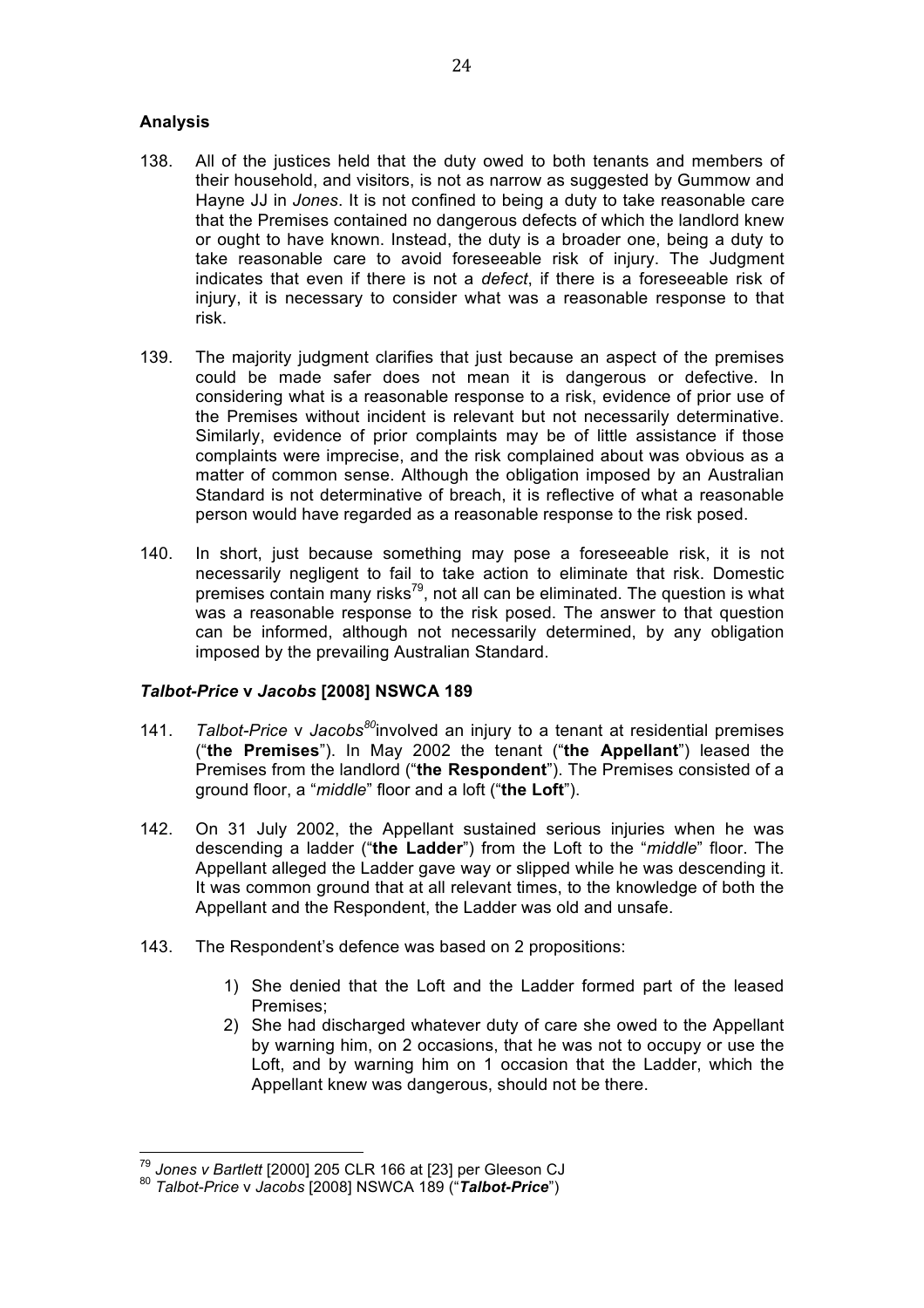### Analysis

138. All of the justices held that the duty owed to both tenants and members of their household, and visitors, is not as narrow as suggested by Gummow and Hayne JJ in *Jones*. It is not confined to being a duty to take reasonable care that the Premises contained no dangerous defects of which the landlord knew or ought to have known. Instead, the duty is a broader one, being a duty to take reasonable care to avoid foreseeable risk of injury. The Judgment indicates that even if there is not a *defect*, if there is a foreseeable risk of injury, it is necessary to consider what was a reasonable response to that risk.

139. The majority judgment clarifies that just because an aspect of the premises could be made safer does not mean it is dangerous or defective. In considering what is a reasonable response to a risk, evidence of prior use of the Premises without incident is relevant but not necessarily determinative. Similarly, evidence of prior complaints may be of little assistance if those complaints were imprecise, and the risk complained about was obvious as a matter of common sense. Although the obligation imposed by an Australian Standard is not determinative of breach, it is reflective of what a reasonable person would have regarded as a reasonable response to the risk posed.

140. In short, just because something may pose a foreseeable risk, it is not necessarily negligent to fail to take action to eliminate that risk. Domestic premises contain many risks[79], not all can be eliminated. The question is what was a reasonable response to the risk posed. The answer to that question can be informed, although not necessarily determined, by any obligation imposed by the prevailing Australian Standard.

### *Talbot-Price* v *Jacobs* [2008] NSWCA 189

141. *Talbot-Price* v *Jacobs*[80] involved an injury to a tenant at residential premises ("**the Premises**"). In May 2002 the tenant ("**the Appellant**") leased the Premises from the landlord ("**the Respondent**"). The Premises consisted of a ground floor, a "*middle*" floor and a loft ("**the Loft**").

142. On 31 July 2002, the Appellant sustained serious injuries when he was descending a ladder ("**the Ladder**") from the Loft to the "*middle*" floor. The Appellant alleged the Ladder gave way or slipped while he was descending it. It was common ground that at all relevant times, to the knowledge of both the Appellant and the Respondent, the Ladder was old and unsafe.

143. The Respondent's defence was based on 2 propositions:

    1) She denied that the Loft and the Ladder formed part of the leased Premises;
    2) She had discharged whatever duty of care she owed to the Appellant by warning him, on 2 occasions, that he was not to occupy or use the Loft, and by warning him on 1 occasion that the Ladder, which the Appellant knew was dangerous, should not be there.

---

[79] *Jones v Bartlett* [2000] 205 CLR 166 at [23] per Gleeson CJ

[80] *Talbot-Price* v *Jacobs* [2008] NSWCA 189 ("***Talbot-Price***")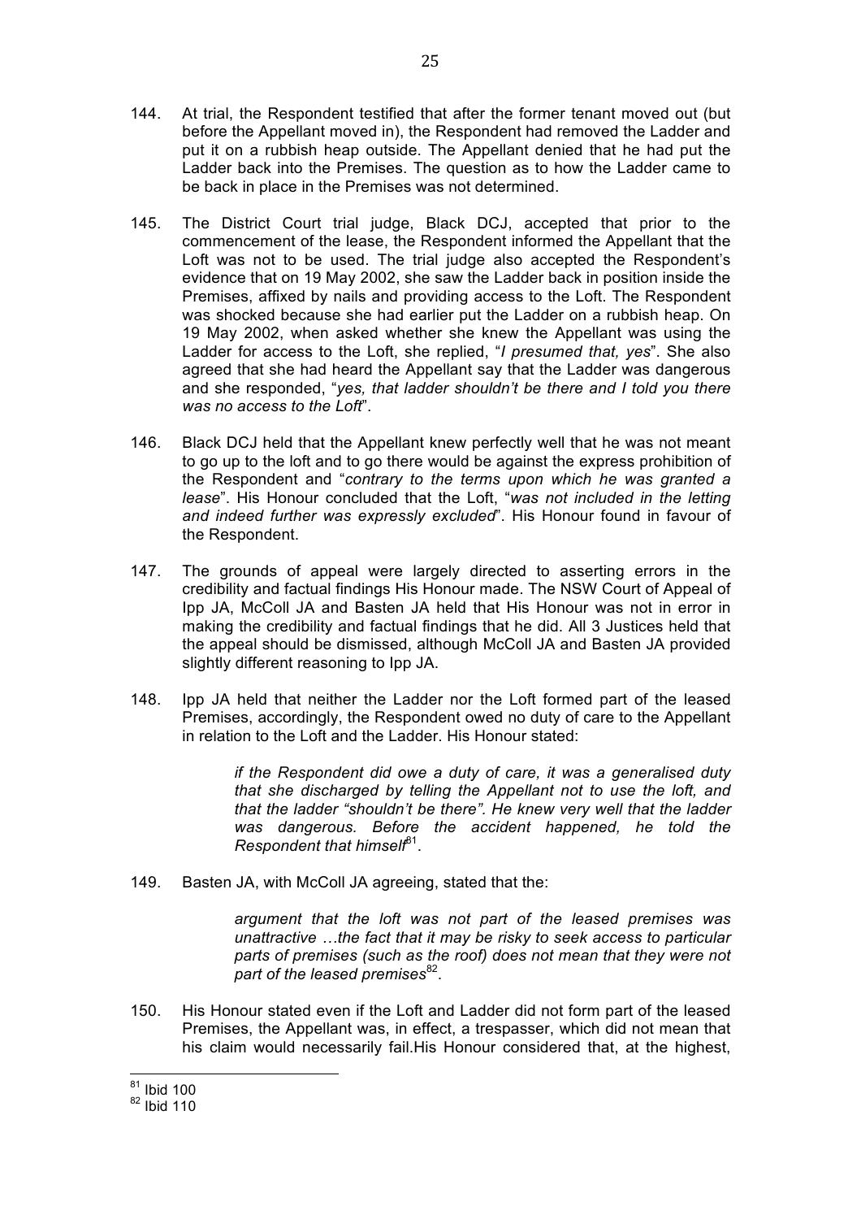144. At trial, the Respondent testified that after the former tenant moved out (but before the Appellant moved in), the Respondent had removed the Ladder and put it on a rubbish heap outside. The Appellant denied that he had put the Ladder back into the Premises. The question as to how the Ladder came to be back in place in the Premises was not determined.

145. The District Court trial judge, Black DCJ, accepted that prior to the commencement of the lease, the Respondent informed the Appellant that the Loft was not to be used. The trial judge also accepted the Respondent's evidence that on 19 May 2002, she saw the Ladder back in position inside the Premises, affixed by nails and providing access to the Loft. The Respondent was shocked because she had earlier put the Ladder on a rubbish heap. On 19 May 2002, when asked whether she knew the Appellant was using the Ladder for access to the Loft, she replied, "*I presumed that, yes*". She also agreed that she had heard the Appellant say that the Ladder was dangerous and she responded, "*yes, that ladder shouldn't be there and I told you there was no access to the Loft*".

146. Black DCJ held that the Appellant knew perfectly well that he was not meant to go up to the loft and to go there would be against the express prohibition of the Respondent and "*contrary to the terms upon which he was granted a lease*". His Honour concluded that the Loft, "*was not included in the letting and indeed further was expressly excluded*". His Honour found in favour of the Respondent.

147. The grounds of appeal were largely directed to asserting errors in the credibility and factual findings His Honour made. The NSW Court of Appeal of Ipp JA, McColl JA and Basten JA held that His Honour was not in error in making the credibility and factual findings that he did. All 3 Justices held that the appeal should be dismissed, although McColl JA and Basten JA provided slightly different reasoning to Ipp JA.

148. Ipp JA held that neither the Ladder nor the Loft formed part of the leased Premises, accordingly, the Respondent owed no duty of care to the Appellant in relation to the Loft and the Ladder. His Honour stated:

> *if the Respondent did owe a duty of care, it was a generalised duty that she discharged by telling the Appellant not to use the loft, and that the ladder "shouldn't be there". He knew very well that the ladder was dangerous. Before the accident happened, he told the Respondent that himself*[81].

149. Basten JA, with McColl JA agreeing, stated that the:

> *argument that the loft was not part of the leased premises was unattractive …the fact that it may be risky to seek access to particular parts of premises (such as the roof) does not mean that they were not part of the leased premises*[82].

150. His Honour stated even if the Loft and Ladder did not form part of the leased Premises, the Appellant was, in effect, a trespasser, which did not mean that his claim would necessarily fail.His Honour considered that, at the highest,

---

[81] Ibid 100

[82] Ibid 110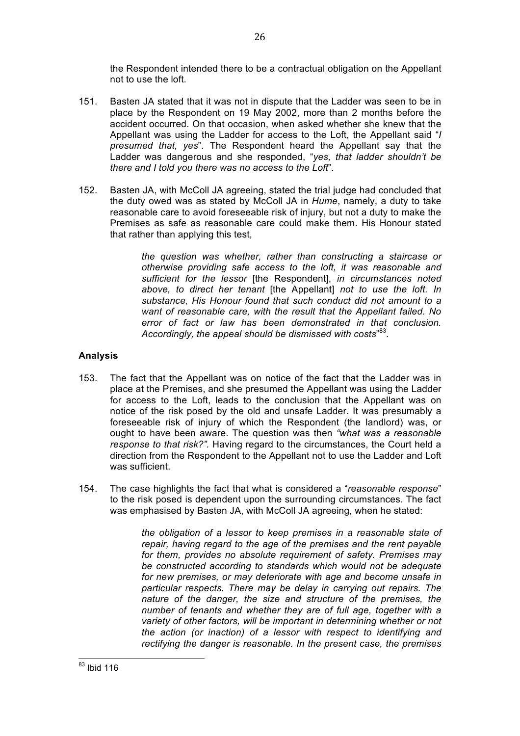the Respondent intended there to be a contractual obligation on the Appellant not to use the loft.

151. Basten JA stated that it was not in dispute that the Ladder was seen to be in place by the Respondent on 19 May 2002, more than 2 months before the accident occurred. On that occasion, when asked whether she knew that the Appellant was using the Ladder for access to the Loft, the Appellant said "*I presumed that, yes*". The Respondent heard the Appellant say that the Ladder was dangerous and she responded, "*yes, that ladder shouldn't be there and I told you there was no access to the Loft*".

152. Basten JA, with McColl JA agreeing, stated the trial judge had concluded that the duty owed was as stated by McColl JA in *Hume*, namely, a duty to take reasonable care to avoid foreseeable risk of injury, but not a duty to make the Premises as safe as reasonable care could make them. His Honour stated that rather than applying this test,

> *the question was whether, rather than constructing a staircase or otherwise providing safe access to the loft, it was reasonable and sufficient for the lessor* [the Respondent], *in circumstances noted above, to direct her tenant* [the Appellant] *not to use the loft. In substance, His Honour found that such conduct did not amount to a want of reasonable care, with the result that the Appellant failed. No error of fact or law has been demonstrated in that conclusion. Accordingly, the appeal should be dismissed with costs*"[83].

## Analysis

153. The fact that the Appellant was on notice of the fact that the Ladder was in place at the Premises, and she presumed the Appellant was using the Ladder for access to the Loft, leads to the conclusion that the Appellant was on notice of the risk posed by the old and unsafe Ladder. It was presumably a foreseeable risk of injury of which the Respondent (the landlord) was, or ought to have been aware. The question was then *"what was a reasonable response to that risk?".* Having regard to the circumstances, the Court held a direction from the Respondent to the Appellant not to use the Ladder and Loft was sufficient.

154. The case highlights the fact that what is considered a "*reasonable response*" to the risk posed is dependent upon the surrounding circumstances. The fact was emphasised by Basten JA, with McColl JA agreeing, when he stated:

> *the obligation of a lessor to keep premises in a reasonable state of repair, having regard to the age of the premises and the rent payable for them, provides no absolute requirement of safety. Premises may be constructed according to standards which would not be adequate for new premises, or may deteriorate with age and become unsafe in particular respects. There may be delay in carrying out repairs. The nature of the danger, the size and structure of the premises, the number of tenants and whether they are of full age, together with a variety of other factors, will be important in determining whether or not the action (or inaction) of a lessor with respect to identifying and rectifying the danger is reasonable. In the present case, the premises*

[83] Ibid 116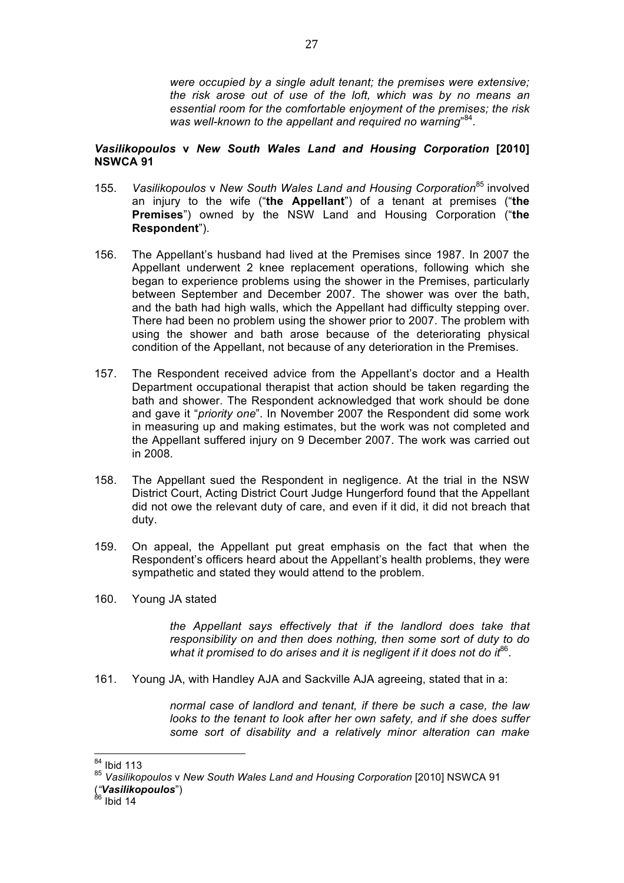*were occupied by a single adult tenant; the premises were extensive; the risk arose out of use of the loft, which was by no means an essential room for the comfortable enjoyment of the premises; the risk was well-known to the appellant and required no warning*"[84].

### ***Vasilikopoulos* v *New South Wales Land and Housing Corporation* [2010] NSWCA 91**

155. *Vasilikopoulos* v *New South Wales Land and Housing Corporation*[85] involved an injury to the wife ("**the Appellant**") of a tenant at premises ("**the Premises**") owned by the NSW Land and Housing Corporation ("**the Respondent**").

156. The Appellant's husband had lived at the Premises since 1987. In 2007 the Appellant underwent 2 knee replacement operations, following which she began to experience problems using the shower in the Premises, particularly between September and December 2007. The shower was over the bath, and the bath had high walls, which the Appellant had difficulty stepping over. There had been no problem using the shower prior to 2007. The problem with using the shower and bath arose because of the deteriorating physical condition of the Appellant, not because of any deterioration in the Premises.

157. The Respondent received advice from the Appellant's doctor and a Health Department occupational therapist that action should be taken regarding the bath and shower. The Respondent acknowledged that work should be done and gave it "*priority one*". In November 2007 the Respondent did some work in measuring up and making estimates, but the work was not completed and the Appellant suffered injury on 9 December 2007. The work was carried out in 2008.

158. The Appellant sued the Respondent in negligence. At the trial in the NSW District Court, Acting District Court Judge Hungerford found that the Appellant did not owe the relevant duty of care, and even if it did, it did not breach that duty.

159. On appeal, the Appellant put great emphasis on the fact that when the Respondent's officers heard about the Appellant's health problems, they were sympathetic and stated they would attend to the problem.

160. Young JA stated

> *the Appellant says effectively that if the landlord does take that responsibility on and then does nothing, then some sort of duty to do what it promised to do arises and it is negligent if it does not do it*[86].

161. Young JA, with Handley AJA and Sackville AJA agreeing, stated that in a:

> *normal case of landlord and tenant, if there be such a case, the law looks to the tenant to look after her own safety, and if she does suffer some sort of disability and a relatively minor alteration can make*

---

[84] Ibid 113

[85] *Vasilikopoulos* v *New South Wales Land and Housing Corporation* [2010] NSWCA 91 ("***Vasilikopoulos***")

[86] Ibid 14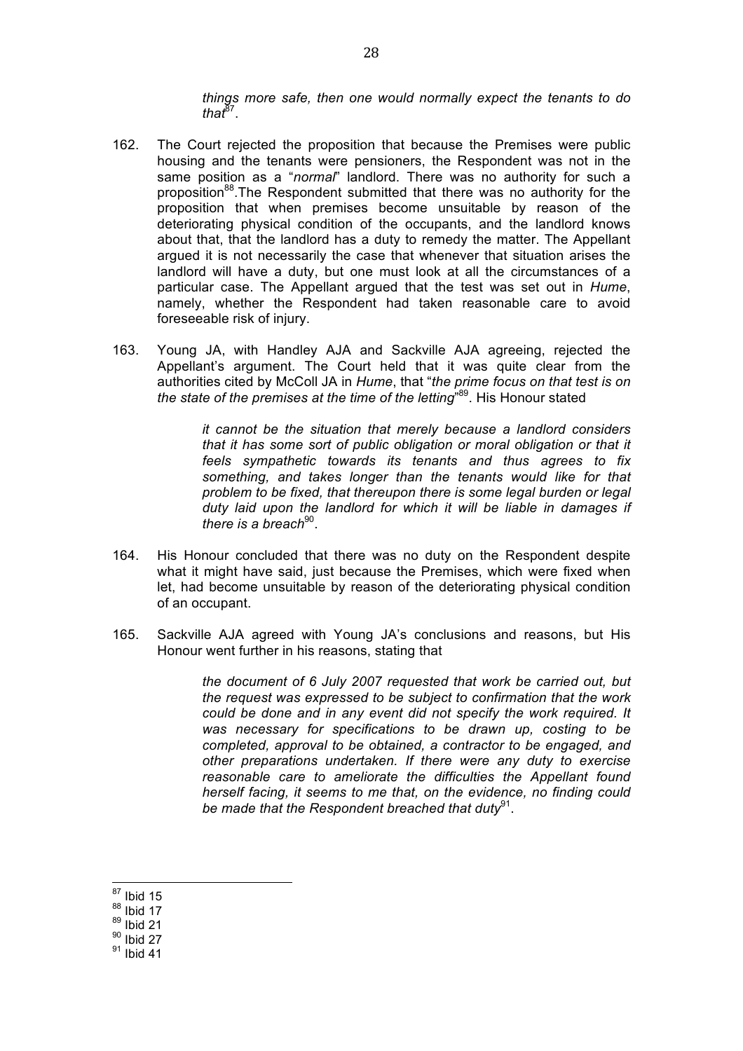> *things more safe, then one would normally expect the tenants to do that*[87].

162. The Court rejected the proposition that because the Premises were public housing and the tenants were pensioners, the Respondent was not in the same position as a "*normal*" landlord. There was no authority for such a proposition[88].The Respondent submitted that there was no authority for the proposition that when premises become unsuitable by reason of the deteriorating physical condition of the occupants, and the landlord knows about that, that the landlord has a duty to remedy the matter. The Appellant argued it is not necessarily the case that whenever that situation arises the landlord will have a duty, but one must look at all the circumstances of a particular case. The Appellant argued that the test was set out in *Hume*, namely, whether the Respondent had taken reasonable care to avoid foreseeable risk of injury.

163. Young JA, with Handley AJA and Sackville AJA agreeing, rejected the Appellant's argument. The Court held that it was quite clear from the authorities cited by McColl JA in *Hume*, that "*the prime focus on that test is on the state of the premises at the time of the letting*"[89]. His Honour stated

> *it cannot be the situation that merely because a landlord considers that it has some sort of public obligation or moral obligation or that it feels sympathetic towards its tenants and thus agrees to fix something, and takes longer than the tenants would like for that problem to be fixed, that thereupon there is some legal burden or legal duty laid upon the landlord for which it will be liable in damages if there is a breach*[90].

164. His Honour concluded that there was no duty on the Respondent despite what it might have said, just because the Premises, which were fixed when let, had become unsuitable by reason of the deteriorating physical condition of an occupant.

165. Sackville AJA agreed with Young JA's conclusions and reasons, but His Honour went further in his reasons, stating that

> *the document of 6 July 2007 requested that work be carried out, but the request was expressed to be subject to confirmation that the work could be done and in any event did not specify the work required. It was necessary for specifications to be drawn up, costing to be completed, approval to be obtained, a contractor to be engaged, and other preparations undertaken. If there were any duty to exercise reasonable care to ameliorate the difficulties the Appellant found herself facing, it seems to me that, on the evidence, no finding could be made that the Respondent breached that duty*[91].

---

[87] Ibid 15
[88] Ibid 17
[89] Ibid 21
[90] Ibid 27
[91] Ibid 41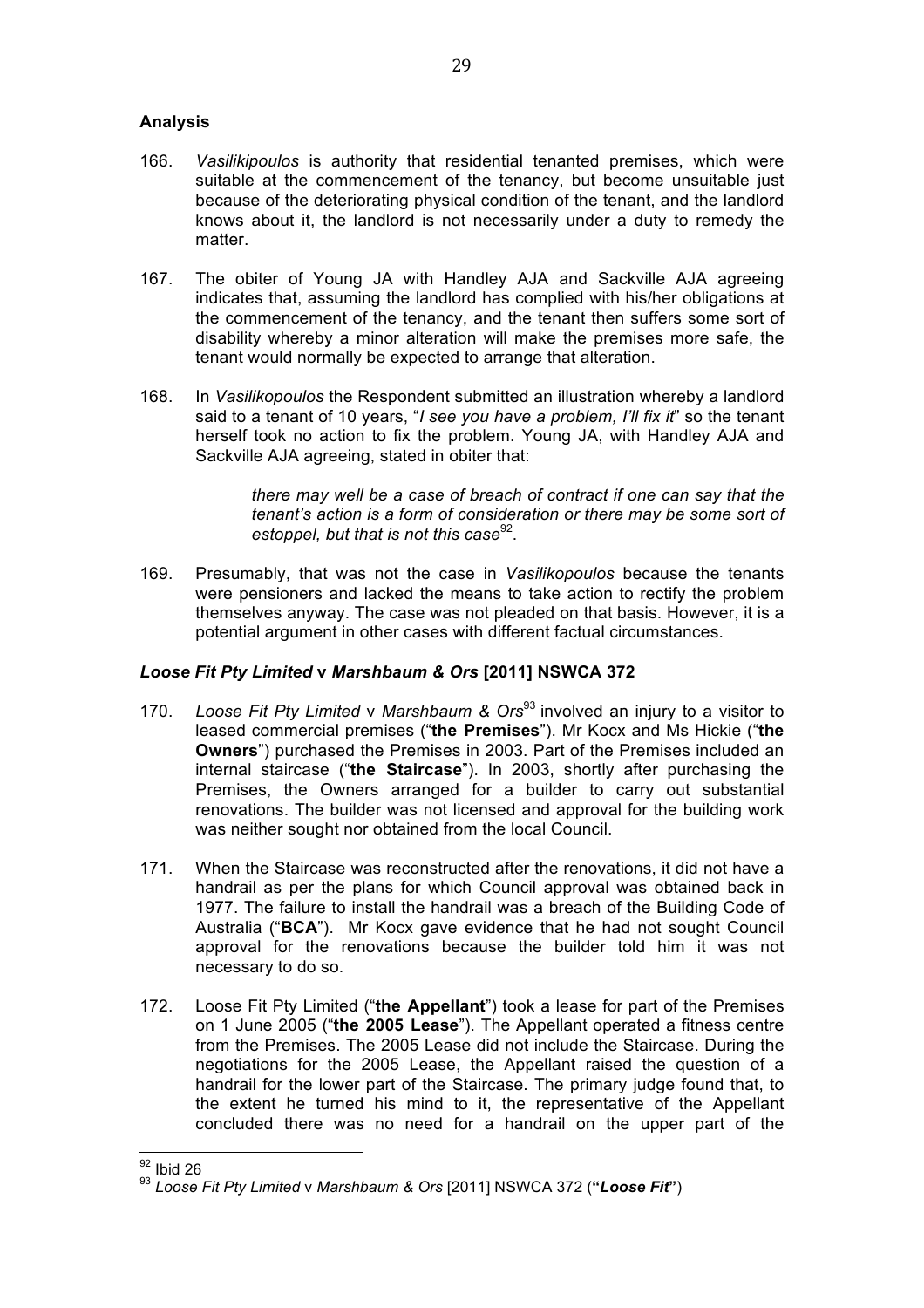**Analysis**

166. *Vasilikipoulos* is authority that residential tenanted premises, which were suitable at the commencement of the tenancy, but become unsuitable just because of the deteriorating physical condition of the tenant, and the landlord knows about it, the landlord is not necessarily under a duty to remedy the matter.

167. The obiter of Young JA with Handley AJA and Sackville AJA agreeing indicates that, assuming the landlord has complied with his/her obligations at the commencement of the tenancy, and the tenant then suffers some sort of disability whereby a minor alteration will make the premises more safe, the tenant would normally be expected to arrange that alteration.

168. In *Vasilikopoulos* the Respondent submitted an illustration whereby a landlord said to a tenant of 10 years, "*I see you have a problem, I'll fix it*" so the tenant herself took no action to fix the problem. Young JA, with Handley AJA and Sackville AJA agreeing, stated in obiter that:

> *there may well be a case of breach of contract if one can say that the tenant's action is a form of consideration or there may be some sort of estoppel, but that is not this case*[92].

169. Presumably, that was not the case in *Vasilikopoulos* because the tenants were pensioners and lacked the means to take action to rectify the problem themselves anyway. The case was not pleaded on that basis. However, it is a potential argument in other cases with different factual circumstances.

### *Loose Fit Pty Limited* v *Marshbaum & Ors* [2011] NSWCA 372

170. *Loose Fit Pty Limited* v *Marshbaum & Ors*[93] involved an injury to a visitor to leased commercial premises ("**the Premises**"). Mr Kocx and Ms Hickie ("**the Owners**") purchased the Premises in 2003. Part of the Premises included an internal staircase ("**the Staircase**"). In 2003, shortly after purchasing the Premises, the Owners arranged for a builder to carry out substantial renovations. The builder was not licensed and approval for the building work was neither sought nor obtained from the local Council.

171. When the Staircase was reconstructed after the renovations, it did not have a handrail as per the plans for which Council approval was obtained back in 1977. The failure to install the handrail was a breach of the Building Code of Australia ("**BCA**"). Mr Kocx gave evidence that he had not sought Council approval for the renovations because the builder told him it was not necessary to do so.

172. Loose Fit Pty Limited ("**the Appellant**") took a lease for part of the Premises on 1 June 2005 ("**the 2005 Lease**"). The Appellant operated a fitness centre from the Premises. The 2005 Lease did not include the Staircase. During the negotiations for the 2005 Lease, the Appellant raised the question of a handrail for the lower part of the Staircase. The primary judge found that, to the extent he turned his mind to it, the representative of the Appellant concluded there was no need for a handrail on the upper part of the

---

[92] Ibid 26

[93] *Loose Fit Pty Limited* v *Marshbaum & Ors* [2011] NSWCA 372 (**"*Loose Fit*"**)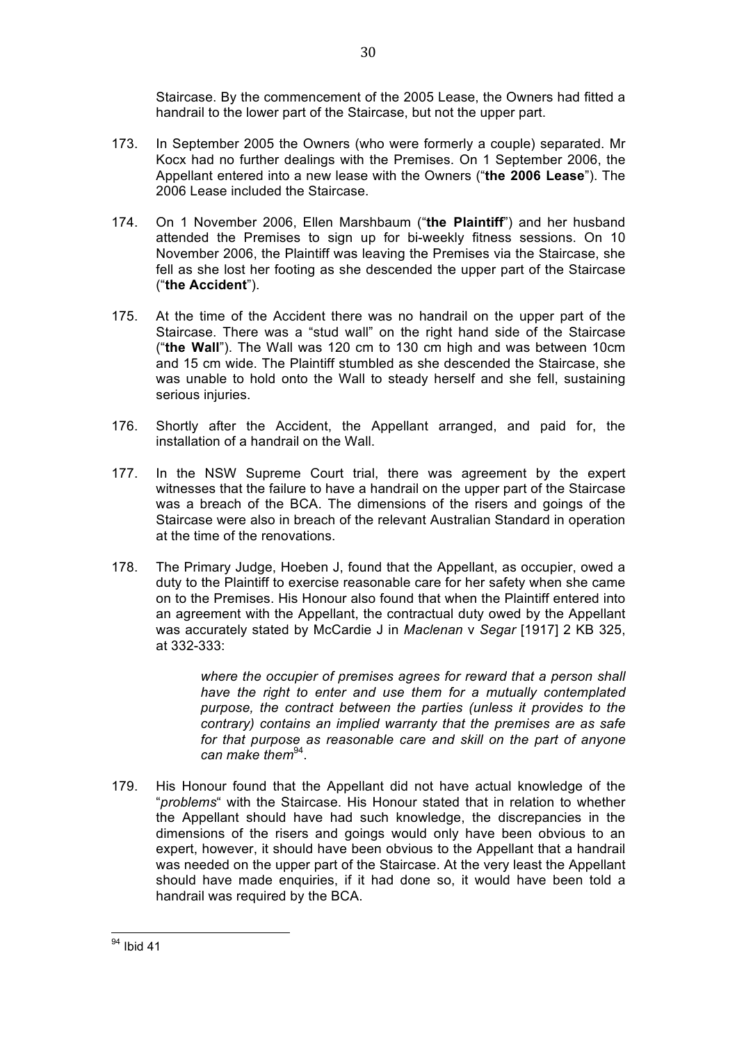Staircase. By the commencement of the 2005 Lease, the Owners had fitted a handrail to the lower part of the Staircase, but not the upper part.

173. In September 2005 the Owners (who were formerly a couple) separated. Mr Kocx had no further dealings with the Premises. On 1 September 2006, the Appellant entered into a new lease with the Owners ("**the 2006 Lease**"). The 2006 Lease included the Staircase.

174. On 1 November 2006, Ellen Marshbaum ("**the Plaintiff**") and her husband attended the Premises to sign up for bi-weekly fitness sessions. On 10 November 2006, the Plaintiff was leaving the Premises via the Staircase, she fell as she lost her footing as she descended the upper part of the Staircase ("**the Accident**").

175. At the time of the Accident there was no handrail on the upper part of the Staircase. There was a "stud wall" on the right hand side of the Staircase ("**the Wall**"). The Wall was 120 cm to 130 cm high and was between 10cm and 15 cm wide. The Plaintiff stumbled as she descended the Staircase, she was unable to hold onto the Wall to steady herself and she fell, sustaining serious injuries.

176. Shortly after the Accident, the Appellant arranged, and paid for, the installation of a handrail on the Wall.

177. In the NSW Supreme Court trial, there was agreement by the expert witnesses that the failure to have a handrail on the upper part of the Staircase was a breach of the BCA. The dimensions of the risers and goings of the Staircase were also in breach of the relevant Australian Standard in operation at the time of the renovations.

178. The Primary Judge, Hoeben J, found that the Appellant, as occupier, owed a duty to the Plaintiff to exercise reasonable care for her safety when she came on to the Premises. His Honour also found that when the Plaintiff entered into an agreement with the Appellant, the contractual duty owed by the Appellant was accurately stated by McCardie J in *Maclenan* v *Segar* [1917] 2 KB 325, at 332-333:

> *where the occupier of premises agrees for reward that a person shall have the right to enter and use them for a mutually contemplated purpose, the contract between the parties (unless it provides to the contrary) contains an implied warranty that the premises are as safe for that purpose as reasonable care and skill on the part of anyone can make them*[94].

179. His Honour found that the Appellant did not have actual knowledge of the "*problems*" with the Staircase. His Honour stated that in relation to whether the Appellant should have had such knowledge, the discrepancies in the dimensions of the risers and goings would only have been obvious to an expert, however, it should have been obvious to the Appellant that a handrail was needed on the upper part of the Staircase. At the very least the Appellant should have made enquiries, if it had done so, it would have been told a handrail was required by the BCA.

---

[94] Ibid 41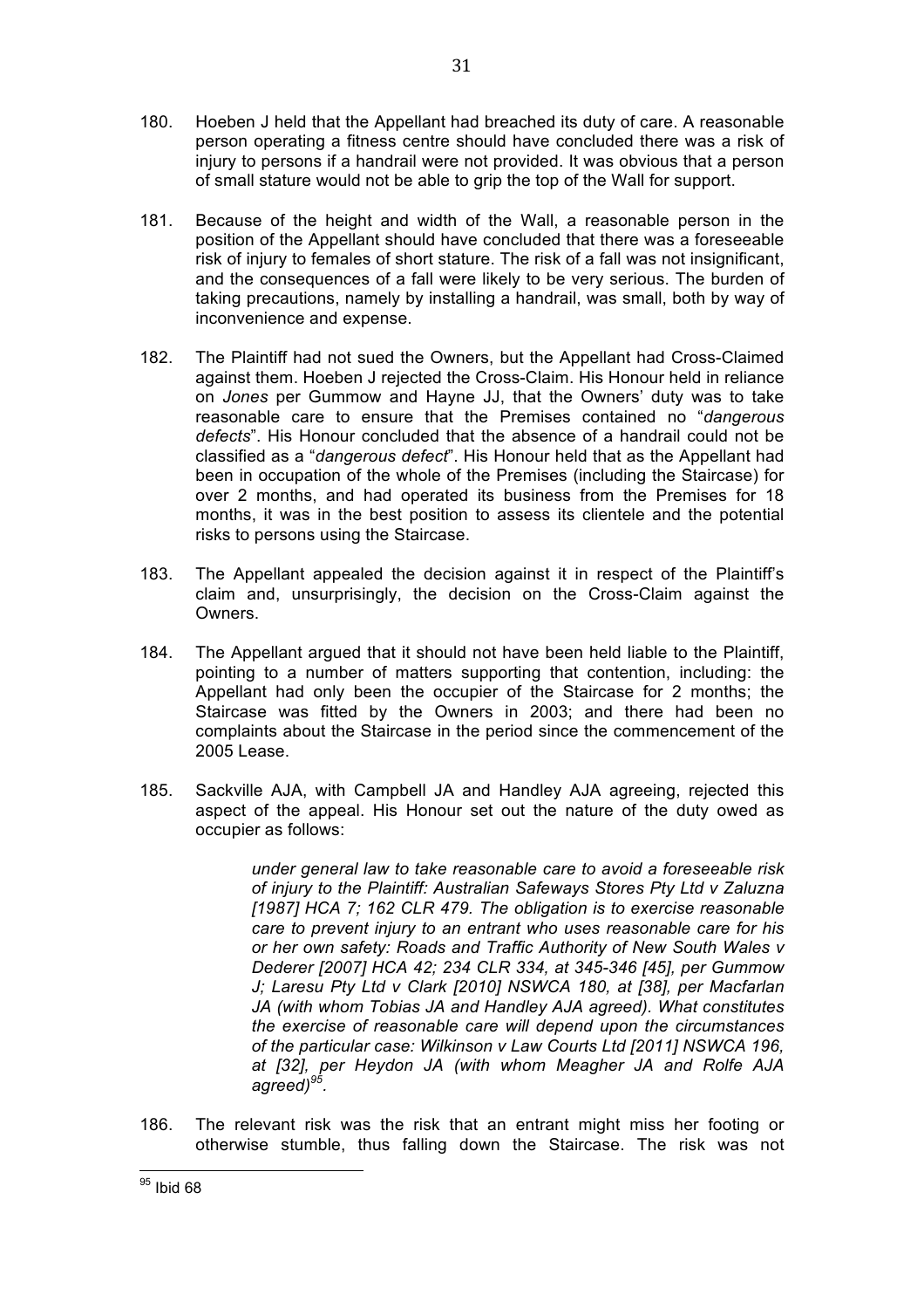180. Hoeben J held that the Appellant had breached its duty of care. A reasonable person operating a fitness centre should have concluded there was a risk of injury to persons if a handrail were not provided. It was obvious that a person of small stature would not be able to grip the top of the Wall for support.

181. Because of the height and width of the Wall, a reasonable person in the position of the Appellant should have concluded that there was a foreseeable risk of injury to females of short stature. The risk of a fall was not insignificant, and the consequences of a fall were likely to be very serious. The burden of taking precautions, namely by installing a handrail, was small, both by way of inconvenience and expense.

182. The Plaintiff had not sued the Owners, but the Appellant had Cross-Claimed against them. Hoeben J rejected the Cross-Claim. His Honour held in reliance on *Jones* per Gummow and Hayne JJ, that the Owners' duty was to take reasonable care to ensure that the Premises contained no "*dangerous defects*". His Honour concluded that the absence of a handrail could not be classified as a "*dangerous defect*". His Honour held that as the Appellant had been in occupation of the whole of the Premises (including the Staircase) for over 2 months, and had operated its business from the Premises for 18 months, it was in the best position to assess its clientele and the potential risks to persons using the Staircase.

183. The Appellant appealed the decision against it in respect of the Plaintiff's claim and, unsurprisingly, the decision on the Cross-Claim against the Owners.

184. The Appellant argued that it should not have been held liable to the Plaintiff, pointing to a number of matters supporting that contention, including: the Appellant had only been the occupier of the Staircase for 2 months; the Staircase was fitted by the Owners in 2003; and there had been no complaints about the Staircase in the period since the commencement of the 2005 Lease.

185. Sackville AJA, with Campbell JA and Handley AJA agreeing, rejected this aspect of the appeal. His Honour set out the nature of the duty owed as occupier as follows:

> *under general law to take reasonable care to avoid a foreseeable risk of injury to the Plaintiff: Australian Safeways Stores Pty Ltd v Zaluzna [1987] HCA 7; 162 CLR 479. The obligation is to exercise reasonable care to prevent injury to an entrant who uses reasonable care for his or her own safety: Roads and Traffic Authority of New South Wales v Dederer [2007] HCA 42; 234 CLR 334, at 345-346 [45], per Gummow J; Laresu Pty Ltd v Clark [2010] NSWCA 180, at [38], per Macfarlan JA (with whom Tobias JA and Handley AJA agreed). What constitutes the exercise of reasonable care will depend upon the circumstances of the particular case: Wilkinson v Law Courts Ltd [2011] NSWCA 196, at [32], per Heydon JA (with whom Meagher JA and Rolfe AJA agreed)*[95].

186. The relevant risk was the risk that an entrant might miss her footing or otherwise stumble, thus falling down the Staircase. The risk was not

[95] Ibid 68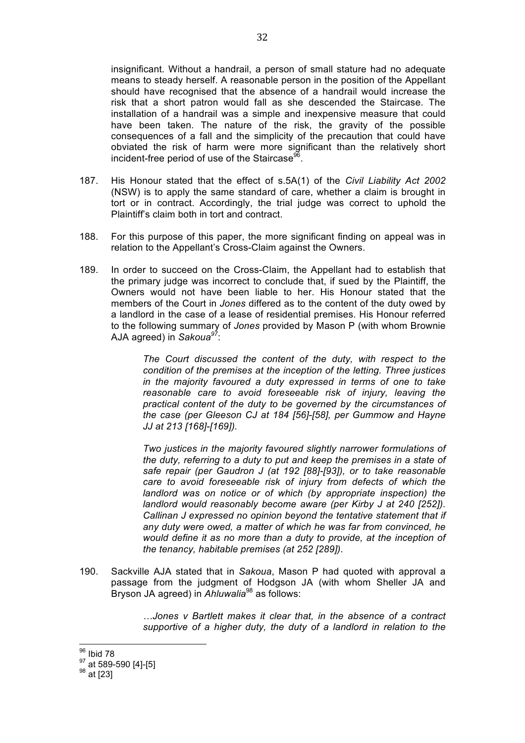insignificant. Without a handrail, a person of small stature had no adequate means to steady herself. A reasonable person in the position of the Appellant should have recognised that the absence of a handrail would increase the risk that a short patron would fall as she descended the Staircase. The installation of a handrail was a simple and inexpensive measure that could have been taken. The nature of the risk, the gravity of the possible consequences of a fall and the simplicity of the precaution that could have obviated the risk of harm were more significant than the relatively short incident-free period of use of the Staircase[96].

187. His Honour stated that the effect of s.5A(1) of the *Civil Liability Act 2002* (NSW) is to apply the same standard of care, whether a claim is brought in tort or in contract. Accordingly, the trial judge was correct to uphold the Plaintiff's claim both in tort and contract.

188. For this purpose of this paper, the more significant finding on appeal was in relation to the Appellant's Cross-Claim against the Owners.

189. In order to succeed on the Cross-Claim, the Appellant had to establish that the primary judge was incorrect to conclude that, if sued by the Plaintiff, the Owners would not have been liable to her. His Honour stated that the members of the Court in *Jones* differed as to the content of the duty owed by a landlord in the case of a lease of residential premises. His Honour referred to the following summary of *Jones* provided by Mason P (with whom Brownie AJA agreed) in *Sakoua*[97]:

> *The Court discussed the content of the duty, with respect to the condition of the premises at the inception of the letting. Three justices in the majority favoured a duty expressed in terms of one to take reasonable care to avoid foreseeable risk of injury, leaving the practical content of the duty to be governed by the circumstances of the case (per Gleeson CJ at 184 [56]-[58], per Gummow and Hayne JJ at 213 [168]-[169]).*
>
> *Two justices in the majority favoured slightly narrower formulations of the duty, referring to a duty to put and keep the premises in a state of safe repair (per Gaudron J (at 192 [88]-[93]), or to take reasonable care to avoid foreseeable risk of injury from defects of which the landlord was on notice or of which (by appropriate inspection) the landlord would reasonably become aware (per Kirby J at 240 [252]). Callinan J expressed no opinion beyond the tentative statement that if any duty were owed, a matter of which he was far from convinced, he would define it as no more than a duty to provide, at the inception of the tenancy, habitable premises (at 252 [289]).*

190. Sackville AJA stated that in *Sakoua*, Mason P had quoted with approval a passage from the judgment of Hodgson JA (with whom Sheller JA and Bryson JA agreed) in *Ahluwalia*[98] as follows:

> *…Jones v Bartlett makes it clear that, in the absence of a contract supportive of a higher duty, the duty of a landlord in relation to the*

---

[96] Ibid 78
[97] at 589-590 [4]-[5]
[98] at [23]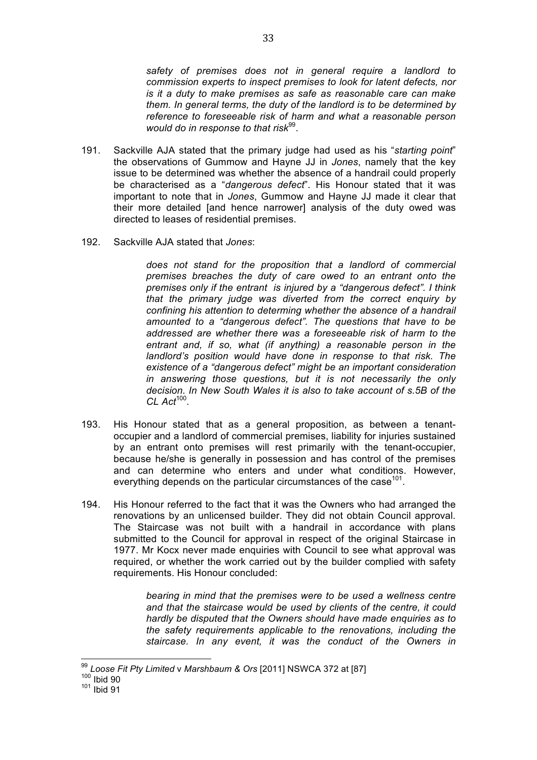> *safety of premises does not in general require a landlord to commission experts to inspect premises to look for latent defects, nor is it a duty to make premises as safe as reasonable care can make them. In general terms, the duty of the landlord is to be determined by reference to foreseeable risk of harm and what a reasonable person would do in response to that risk*[99].

191. Sackville AJA stated that the primary judge had used as his "*starting point*" the observations of Gummow and Hayne JJ in *Jones*, namely that the key issue to be determined was whether the absence of a handrail could properly be characterised as a "*dangerous defect*". His Honour stated that it was important to note that in *Jones*, Gummow and Hayne JJ made it clear that their more detailed [and hence narrower] analysis of the duty owed was directed to leases of residential premises.

192. Sackville AJA stated that *Jones*:

> *does not stand for the proposition that a landlord of commercial premises breaches the duty of care owed to an entrant onto the premises only if the entrant is injured by a "dangerous defect". I think that the primary judge was diverted from the correct enquiry by confining his attention to determing whether the absence of a handrail amounted to a "dangerous defect". The questions that have to be addressed are whether there was a foreseeable risk of harm to the entrant and, if so, what (if anything) a reasonable person in the landlord's position would have done in response to that risk. The existence of a "dangerous defect" might be an important consideration in answering those questions, but it is not necessarily the only decision. In New South Wales it is also to take account of s.5B of the CL Act*[100].

193. His Honour stated that as a general proposition, as between a tenant-occupier and a landlord of commercial premises, liability for injuries sustained by an entrant onto premises will rest primarily with the tenant-occupier, because he/she is generally in possession and has control of the premises and can determine who enters and under what conditions. However, everything depends on the particular circumstances of the case[101].

194. His Honour referred to the fact that it was the Owners who had arranged the renovations by an unlicensed builder. They did not obtain Council approval. The Staircase was not built with a handrail in accordance with plans submitted to the Council for approval in respect of the original Staircase in 1977. Mr Kocx never made enquiries with Council to see what approval was required, or whether the work carried out by the builder complied with safety requirements. His Honour concluded:

> *bearing in mind that the premises were to be used a wellness centre and that the staircase would be used by clients of the centre, it could hardly be disputed that the Owners should have made enquiries as to the safety requirements applicable to the renovations, including the staircase. In any event, it was the conduct of the Owners in*

---

[99] *Loose Fit Pty Limited* v *Marshbaum & Ors* [2011] NSWCA 372 at [87]

[100] Ibid 90

[101] Ibid 91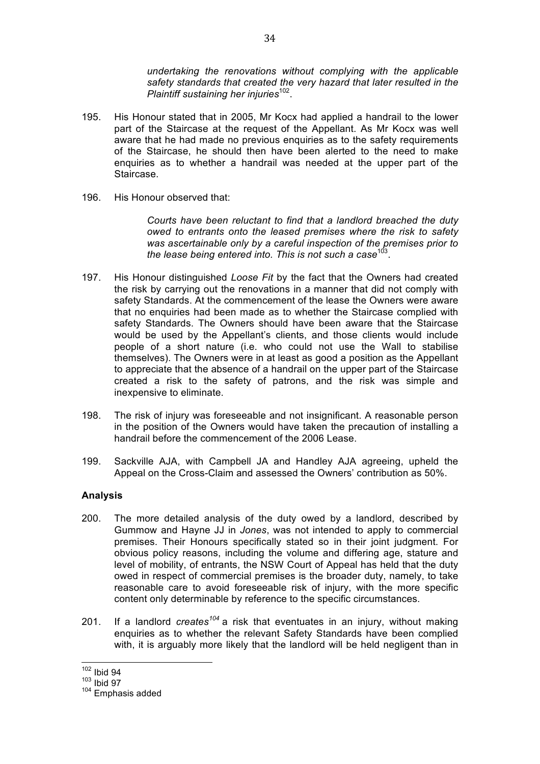> *undertaking the renovations without complying with the applicable safety standards that created the very hazard that later resulted in the Plaintiff sustaining her injuries*[102].

195. His Honour stated that in 2005, Mr Kocx had applied a handrail to the lower part of the Staircase at the request of the Appellant. As Mr Kocx was well aware that he had made no previous enquiries as to the safety requirements of the Staircase, he should then have been alerted to the need to make enquiries as to whether a handrail was needed at the upper part of the Staircase.

196. His Honour observed that:

> *Courts have been reluctant to find that a landlord breached the duty owed to entrants onto the leased premises where the risk to safety was ascertainable only by a careful inspection of the premises prior to the lease being entered into. This is not such a case*[103].

197. His Honour distinguished *Loose Fit* by the fact that the Owners had created the risk by carrying out the renovations in a manner that did not comply with safety Standards. At the commencement of the lease the Owners were aware that no enquiries had been made as to whether the Staircase complied with safety Standards. The Owners should have been aware that the Staircase would be used by the Appellant's clients, and those clients would include people of a short nature (i.e. who could not use the Wall to stabilise themselves). The Owners were in at least as good a position as the Appellant to appreciate that the absence of a handrail on the upper part of the Staircase created a risk to the safety of patrons, and the risk was simple and inexpensive to eliminate.

198. The risk of injury was foreseeable and not insignificant. A reasonable person in the position of the Owners would have taken the precaution of installing a handrail before the commencement of the 2006 Lease.

199. Sackville AJA, with Campbell JA and Handley AJA agreeing, upheld the Appeal on the Cross-Claim and assessed the Owners' contribution as 50%.

**Analysis**

200. The more detailed analysis of the duty owed by a landlord, described by Gummow and Hayne JJ in *Jones*, was not intended to apply to commercial premises. Their Honours specifically stated so in their joint judgment. For obvious policy reasons, including the volume and differing age, stature and level of mobility, of entrants, the NSW Court of Appeal has held that the duty owed in respect of commercial premises is the broader duty, namely, to take reasonable care to avoid foreseeable risk of injury, with the more specific content only determinable by reference to the specific circumstances.

201. If a landlord *creates*[104] a risk that eventuates in an injury, without making enquiries as to whether the relevant Safety Standards have been complied with, it is arguably more likely that the landlord will be held negligent than in

---

[102] Ibid 94

[103] Ibid 97

[104] Emphasis added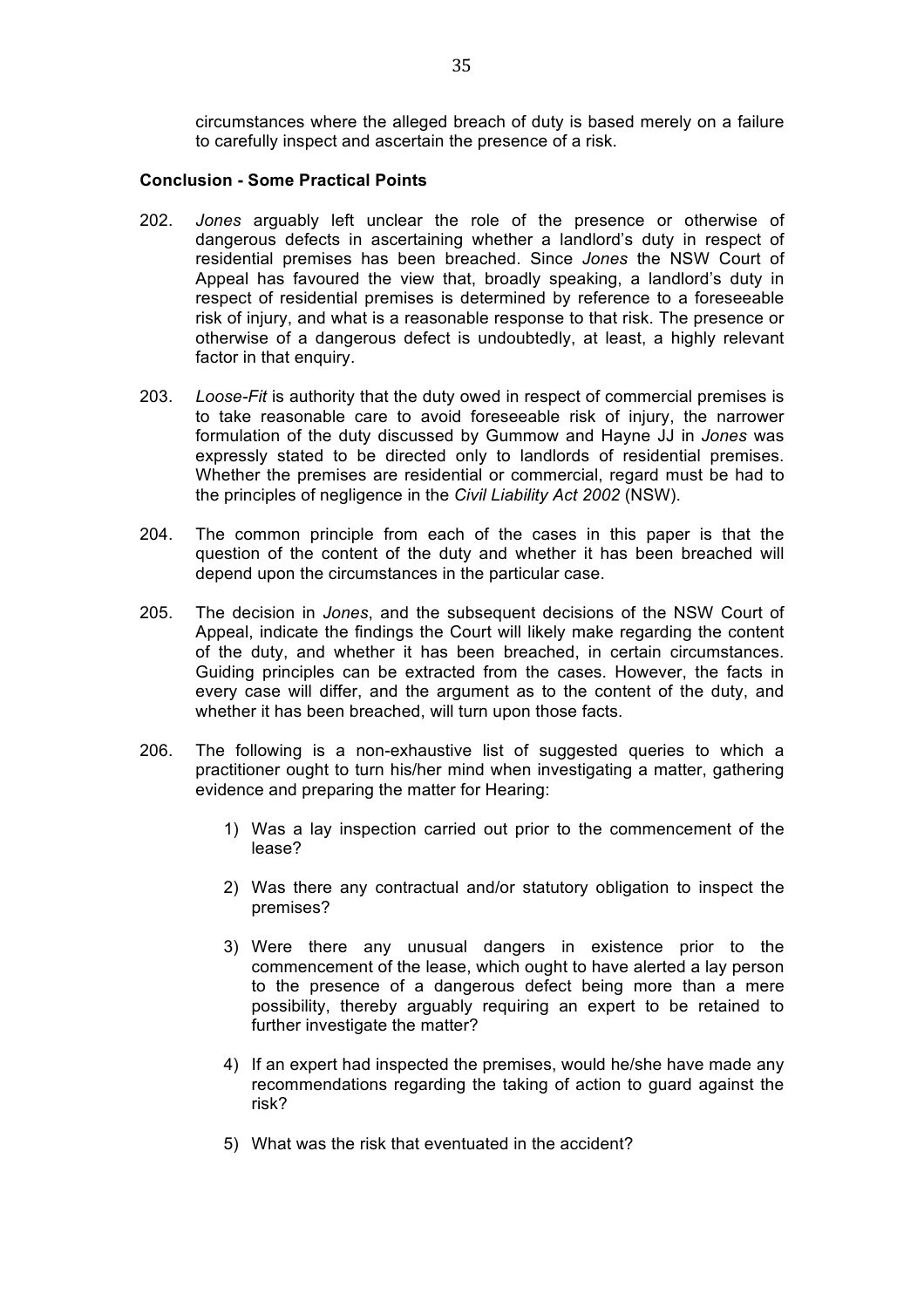circumstances where the alleged breach of duty is based merely on a failure to carefully inspect and ascertain the presence of a risk.

**Conclusion - Some Practical Points**

202. *Jones* arguably left unclear the role of the presence or otherwise of dangerous defects in ascertaining whether a landlord's duty in respect of residential premises has been breached. Since *Jones* the NSW Court of Appeal has favoured the view that, broadly speaking, a landlord's duty in respect of residential premises is determined by reference to a foreseeable risk of injury, and what is a reasonable response to that risk. The presence or otherwise of a dangerous defect is undoubtedly, at least, a highly relevant factor in that enquiry.

203. *Loose-Fit* is authority that the duty owed in respect of commercial premises is to take reasonable care to avoid foreseeable risk of injury, the narrower formulation of the duty discussed by Gummow and Hayne JJ in *Jones* was expressly stated to be directed only to landlords of residential premises. Whether the premises are residential or commercial, regard must be had to the principles of negligence in the *Civil Liability Act 2002* (NSW).

204. The common principle from each of the cases in this paper is that the question of the content of the duty and whether it has been breached will depend upon the circumstances in the particular case.

205. The decision in *Jones*, and the subsequent decisions of the NSW Court of Appeal, indicate the findings the Court will likely make regarding the content of the duty, and whether it has been breached, in certain circumstances. Guiding principles can be extracted from the cases. However, the facts in every case will differ, and the argument as to the content of the duty, and whether it has been breached, will turn upon those facts.

206. The following is a non-exhaustive list of suggested queries to which a practitioner ought to turn his/her mind when investigating a matter, gathering evidence and preparing the matter for Hearing:

    1) Was a lay inspection carried out prior to the commencement of the lease?

    2) Was there any contractual and/or statutory obligation to inspect the premises?

    3) Were there any unusual dangers in existence prior to the commencement of the lease, which ought to have alerted a lay person to the presence of a dangerous defect being more than a mere possibility, thereby arguably requiring an expert to be retained to further investigate the matter?

    4) If an expert had inspected the premises, would he/she have made any recommendations regarding the taking of action to guard against the risk?

    5) What was the risk that eventuated in the accident?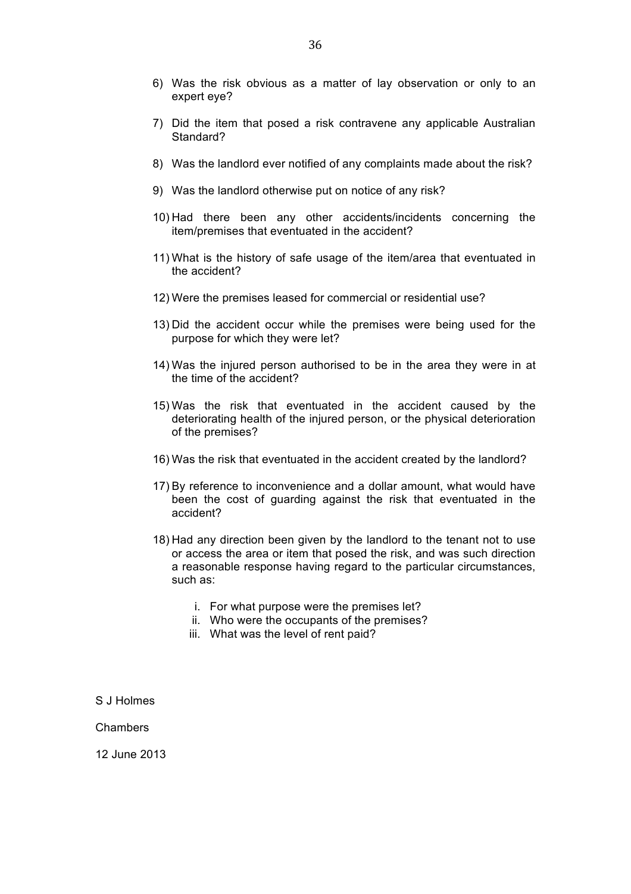6) Was the risk obvious as a matter of lay observation or only to an expert eye?

7) Did the item that posed a risk contravene any applicable Australian Standard?

8) Was the landlord ever notified of any complaints made about the risk?

9) Was the landlord otherwise put on notice of any risk?

10) Had there been any other accidents/incidents concerning the item/premises that eventuated in the accident?

11) What is the history of safe usage of the item/area that eventuated in the accident?

12) Were the premises leased for commercial or residential use?

13) Did the accident occur while the premises were being used for the purpose for which they were let?

14) Was the injured person authorised to be in the area they were in at the time of the accident?

15) Was the risk that eventuated in the accident caused by the deteriorating health of the injured person, or the physical deterioration of the premises?

16) Was the risk that eventuated in the accident created by the landlord?

17) By reference to inconvenience and a dollar amount, what would have been the cost of guarding against the risk that eventuated in the accident?

18) Had any direction been given by the landlord to the tenant not to use or access the area or item that posed the risk, and was such direction a reasonable response having regard to the particular circumstances, such as:

    i. For what purpose were the premises let?
    ii. Who were the occupants of the premises?
    iii. What was the level of rent paid?

S J Holmes

Chambers

12 June 2013